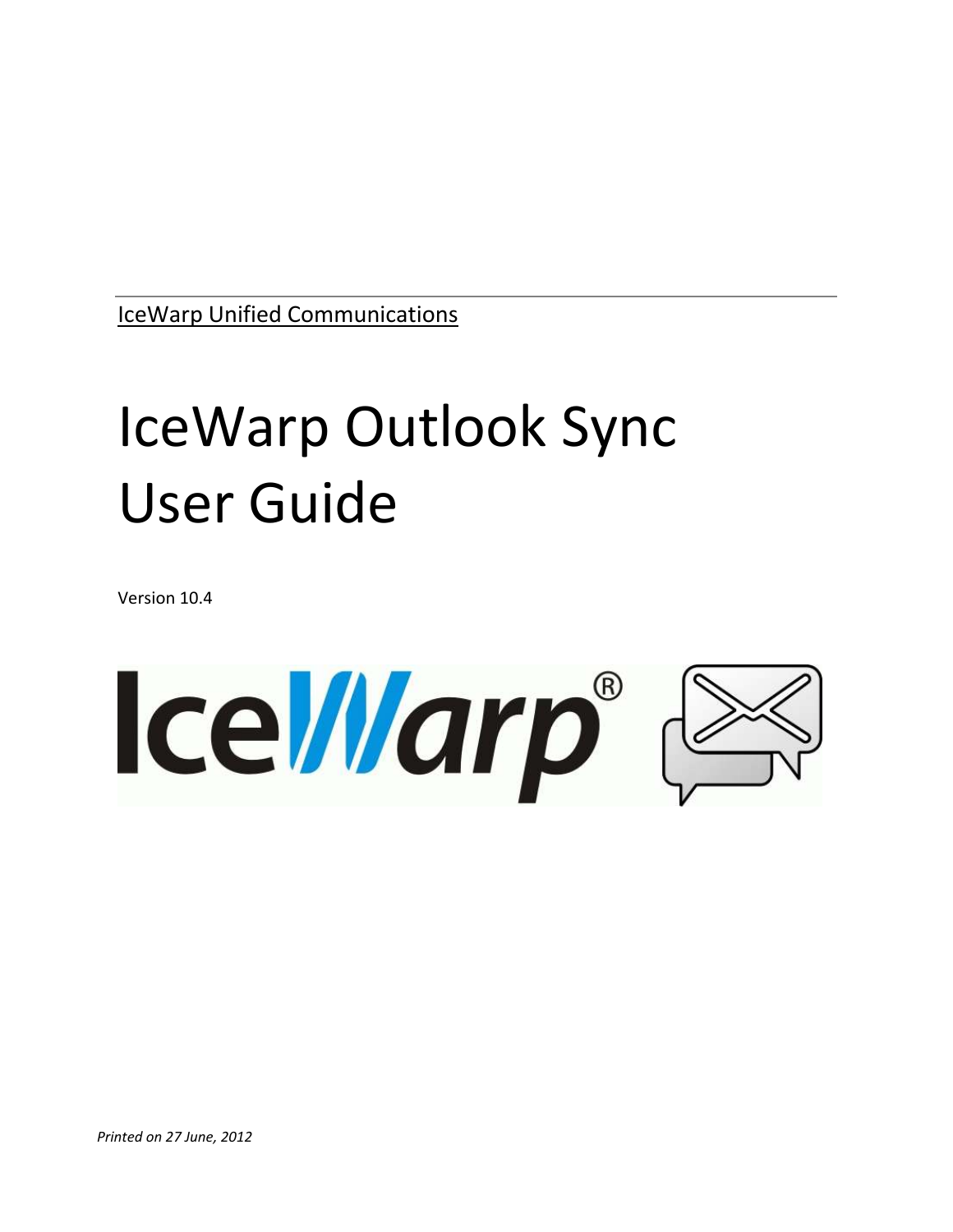IceWarp Unified Communications

# IceWarp Outlook Sync User Guide

Version 10.4

*Printed on 27 June, 2012*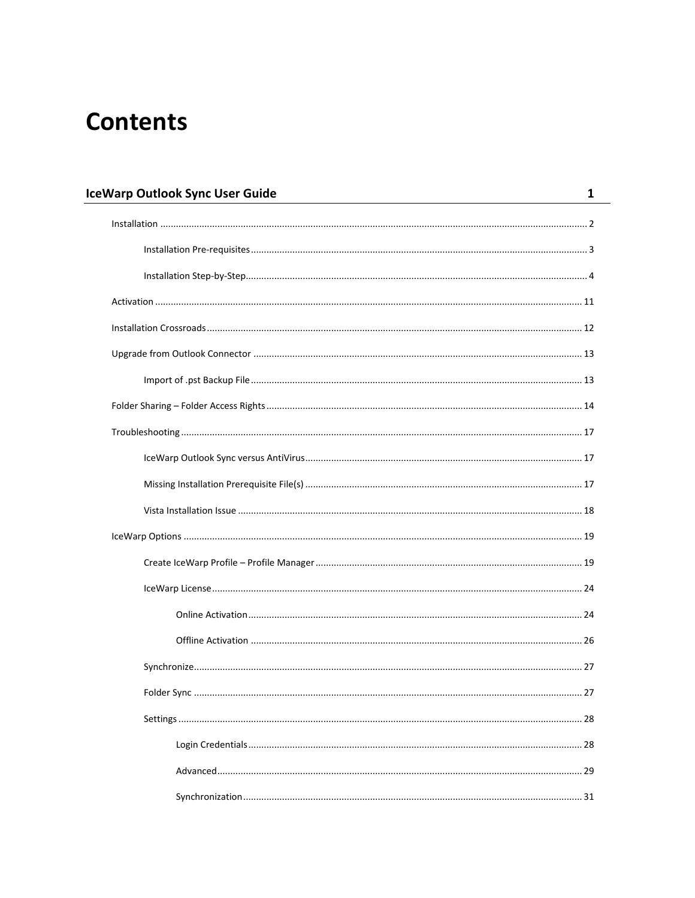# Contents

**IceWarp Outlook Sync User Guide** 1

- Installation ... 2
  - Installation Pre-requisites ... 3
  - Installation Step-by-Step ... 4
- Activation ... 11
- Installation Crossroads ... 12
- Upgrade from Outlook Connector ... 13
  - Import of .pst Backup File ... 13
- Folder Sharing – Folder Access Rights ... 14
- Troubleshooting ... 17
  - IceWarp Outlook Sync versus AntiVirus ... 17
  - Missing Installation Prerequisite File(s) ... 17
  - Vista Installation Issue ... 18
- IceWarp Options ... 19
  - Create IceWarp Profile – Profile Manager ... 19
  - IceWarp License ... 24
    - Online Activation ... 24
    - Offline Activation ... 26
  - Synchronize ... 27
  - Folder Sync ... 27
  - Settings ... 28
    - Login Credentials ... 28
    - Advanced ... 29
    - Synchronization ... 31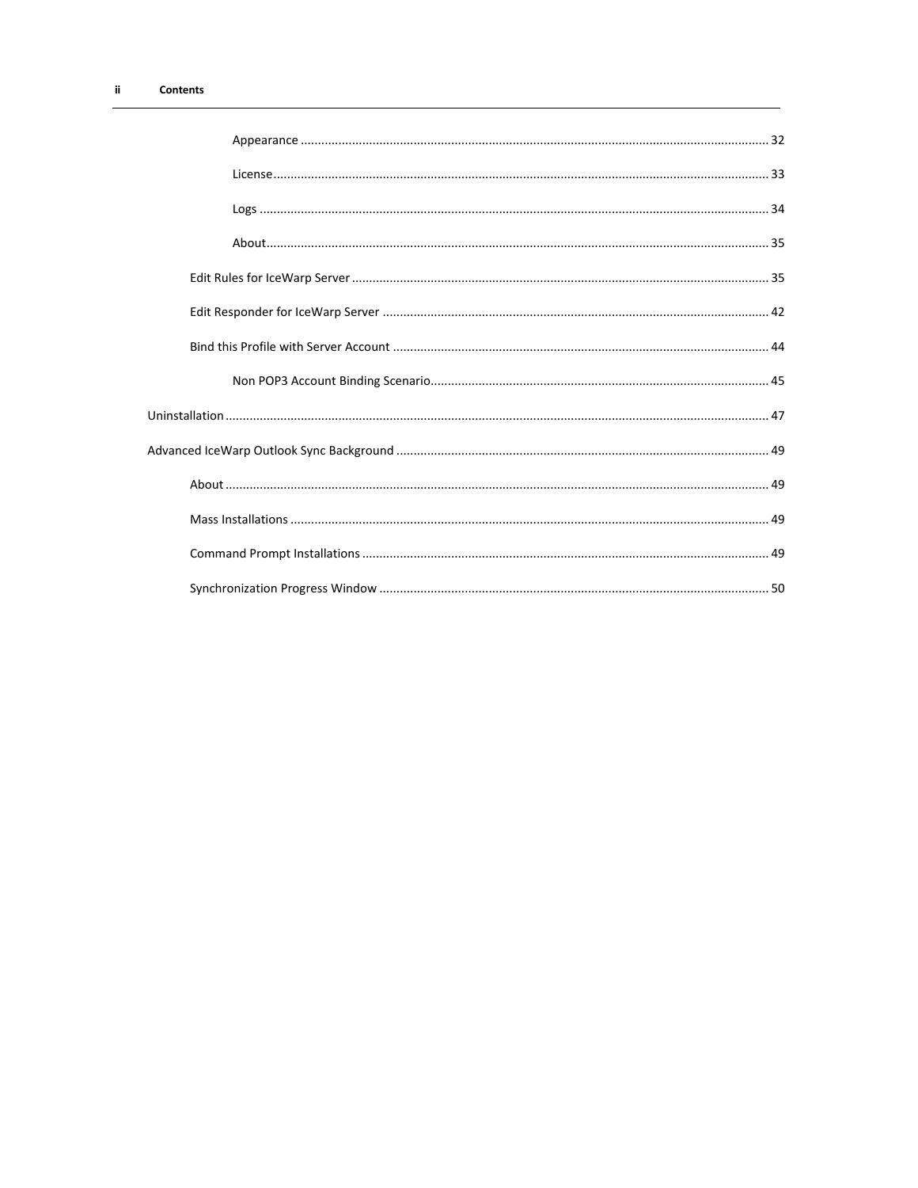- Appearance ... 32
- License ... 33
- Logs ... 34
- About ... 35

- Edit Rules for IceWarp Server ... 35
- Edit Responder for IceWarp Server ... 42
- Bind this Profile with Server Account ... 44
  - Non POP3 Account Binding Scenario ... 45

Uninstallation ... 47

Advanced IceWarp Outlook Sync Background ... 49

- About ... 49
- Mass Installations ... 49
- Command Prompt Installations ... 49
- Synchronization Progress Window ... 50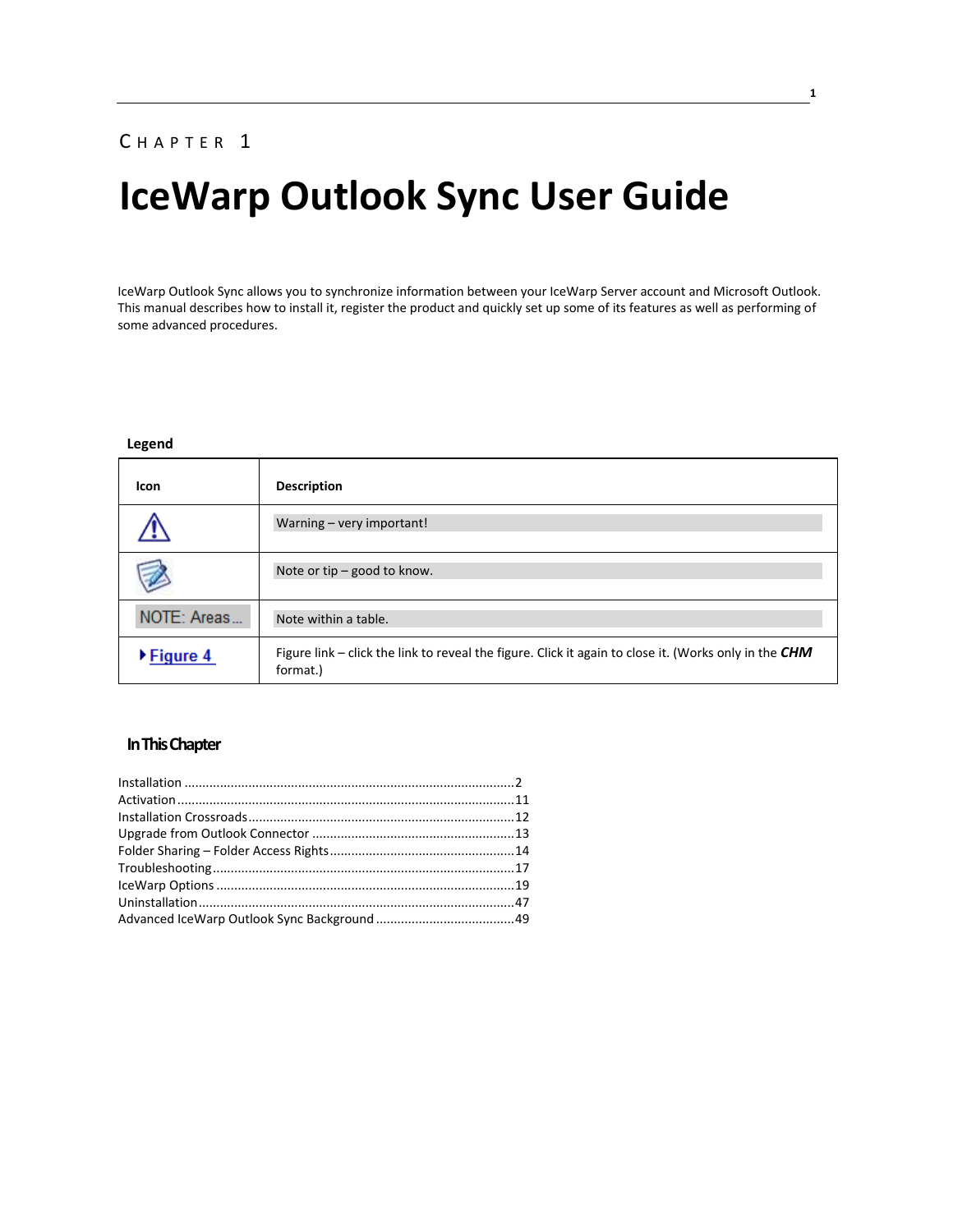CHAPTER 1

# IceWarp Outlook Sync User Guide

IceWarp Outlook Sync allows you to synchronize information between your IceWarp Server account and Microsoft Outlook. This manual describes how to install it, register the product and quickly set up some of its features as well as performing of some advanced procedures.

**Legend**

| Icon | Description |
|---|---|
| ⚠ | Warning – very important! |
| (note icon) | Note or tip – good to know. |
| NOTE: Areas... | Note within a table. |
| ▸ Figure 4 | Figure link – click the link to reveal the figure. Click it again to close it. (Works only in the ***CHM*** format.) |

## In This Chapter

Installation ........................................................................................2
Activation .........................................................................................11
Installation Crossroads.....................................................................12
Upgrade from Outlook Connector ...................................................13
Folder Sharing – Folder Access Rights.............................................14
Troubleshooting...............................................................................17
IceWarp Options ..............................................................................19
Uninstallation...................................................................................47
Advanced IceWarp Outlook Sync Background ................................49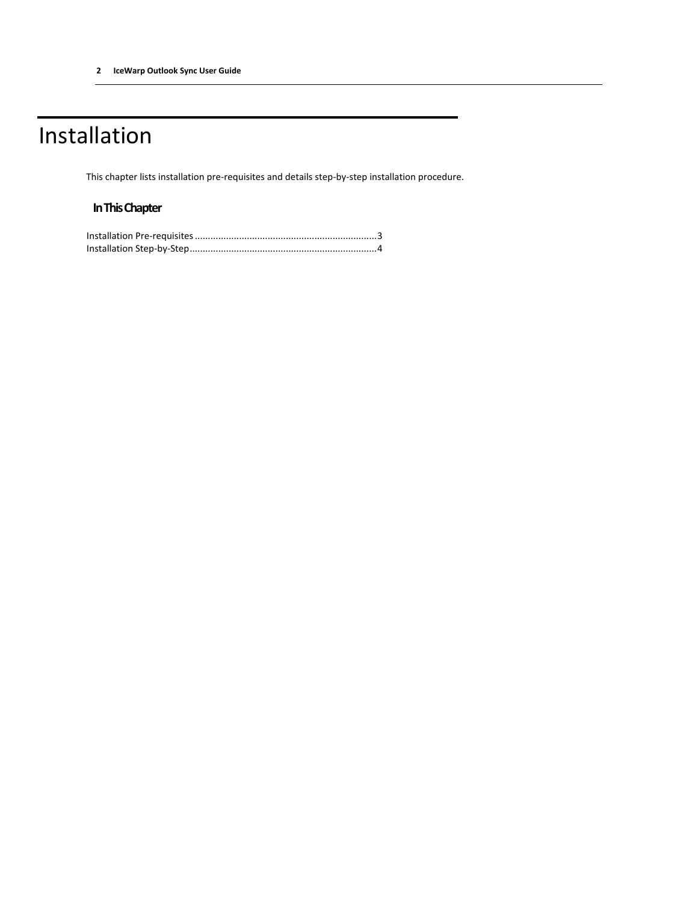# Installation

This chapter lists installation pre-requisites and details step-by-step installation procedure.

## In This Chapter

Installation Pre-requisites ....................................................................3
Installation Step-by-Step.......................................................................4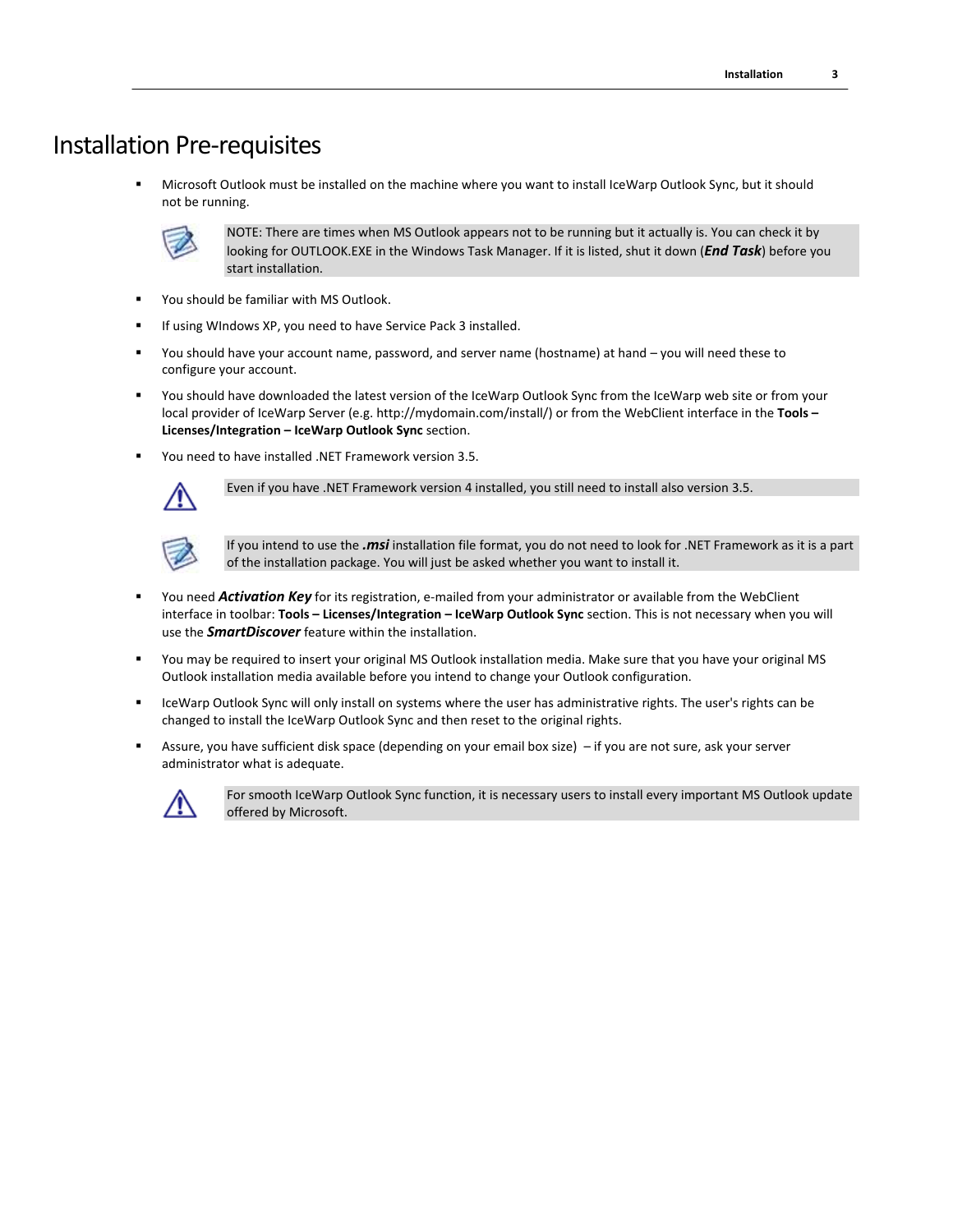# Installation Pre-requisites

- Microsoft Outlook must be installed on the machine where you want to install IceWarp Outlook Sync, but it should not be running.

> NOTE: There are times when MS Outlook appears not to be running but it actually is. You can check it by looking for OUTLOOK.EXE in the Windows Task Manager. If it is listed, shut it down (***End Task***) before you start installation.

- You should be familiar with MS Outlook.
- If using WIndows XP, you need to have Service Pack 3 installed.
- You should have your account name, password, and server name (hostname) at hand – you will need these to configure your account.
- You should have downloaded the latest version of the IceWarp Outlook Sync from the IceWarp web site or from your local provider of IceWarp Server (e.g. http://mydomain.com/install/) or from the WebClient interface in the **Tools – Licenses/Integration – IceWarp Outlook Sync** section.
- You need to have installed .NET Framework version 3.5.

> Even if you have .NET Framework version 4 installed, you still need to install also version 3.5.

> If you intend to use the ***.msi*** installation file format, you do not need to look for .NET Framework as it is a part of the installation package. You will just be asked whether you want to install it.

- You need ***Activation Key*** for its registration, e-mailed from your administrator or available from the WebClient interface in toolbar: **Tools – Licenses/Integration – IceWarp Outlook Sync** section. This is not necessary when you will use the ***SmartDiscover*** feature within the installation.
- You may be required to insert your original MS Outlook installation media. Make sure that you have your original MS Outlook installation media available before you intend to change your Outlook configuration.
- IceWarp Outlook Sync will only install on systems where the user has administrative rights. The user's rights can be changed to install the IceWarp Outlook Sync and then reset to the original rights.
- Assure, you have sufficient disk space (depending on your email box size) – if you are not sure, ask your server administrator what is adequate.

> For smooth IceWarp Outlook Sync function, it is necessary users to install every important MS Outlook update offered by Microsoft.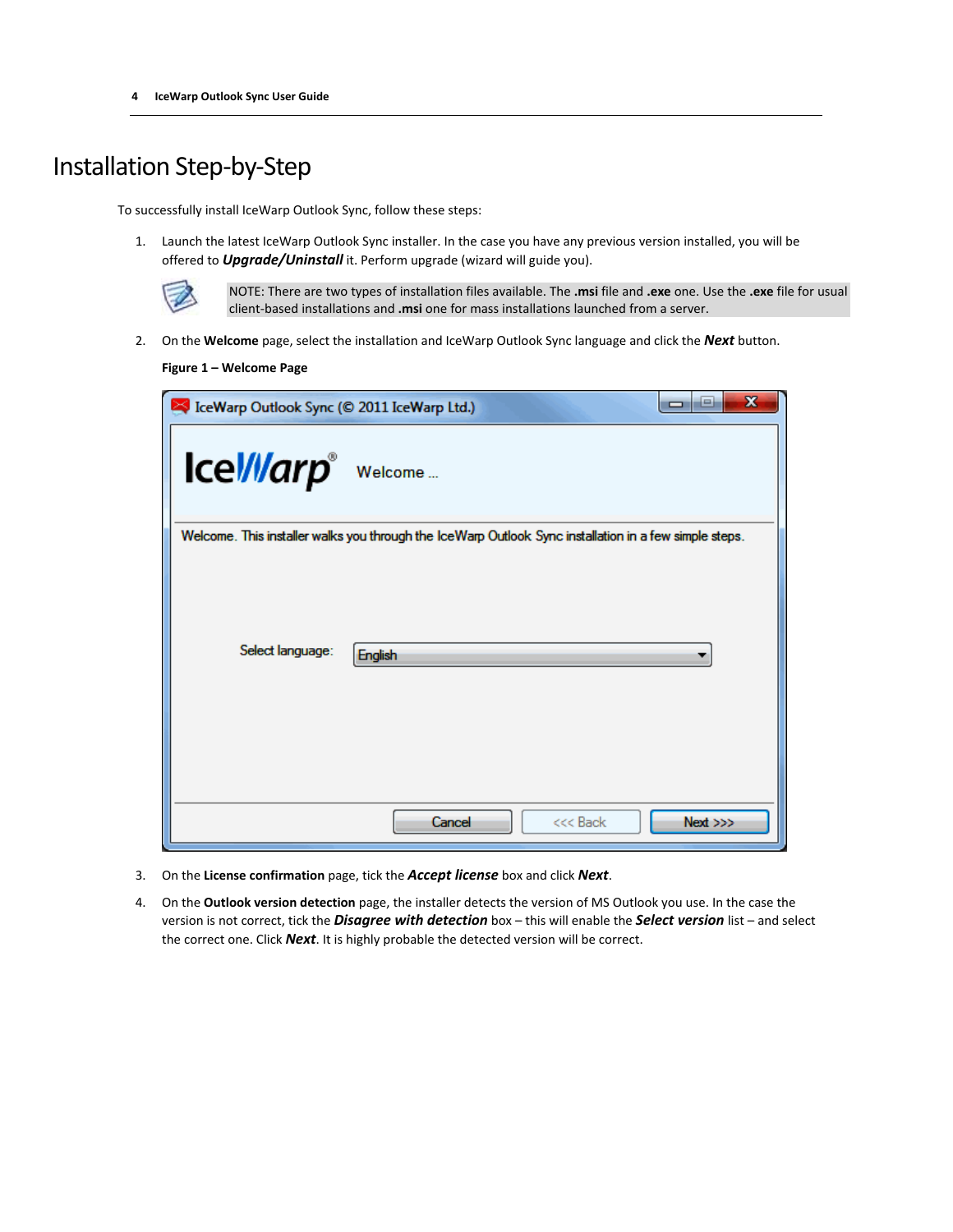# Installation Step-by-Step

To successfully install IceWarp Outlook Sync, follow these steps:

1. Launch the latest IceWarp Outlook Sync installer. In the case you have any previous version installed, you will be offered to ***Upgrade/Uninstall*** it. Perform upgrade (wizard will guide you).

   NOTE: There are two types of installation files available. The **.msi** file and **.exe** one. Use the **.exe** file for usual client-based installations and **.msi** one for mass installations launched from a server.

2. On the **Welcome** page, select the installation and IceWarp Outlook Sync language and click the ***Next*** button.

   **Figure 1 – Welcome Page**

3. On the **License confirmation** page, tick the ***Accept license*** box and click ***Next***.

4. On the **Outlook version detection** page, the installer detects the version of MS Outlook you use. In the case the version is not correct, tick the ***Disagree with detection*** box – this will enable the ***Select version*** list – and select the correct one. Click ***Next***. It is highly probable the detected version will be correct.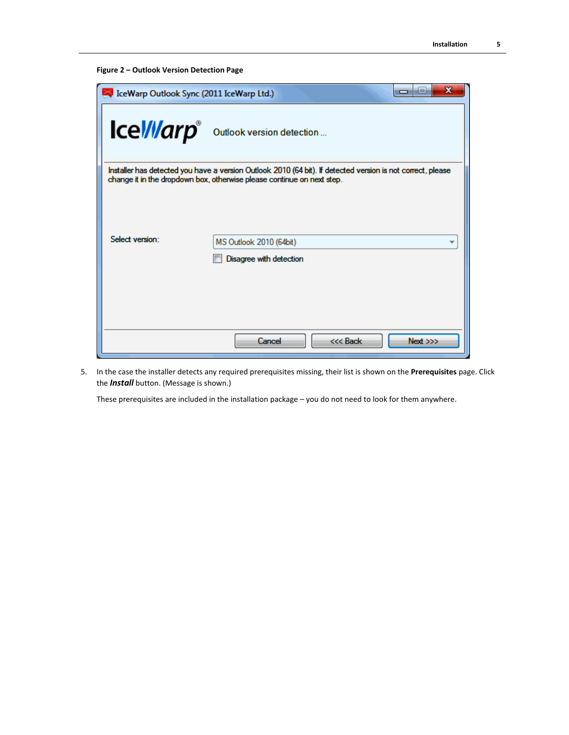**Figure 2 – Outlook Version Detection Page**

5. In the case the installer detects any required prerequisites missing, their list is shown on the **Prerequisites** page. Click the ***Install*** button. (Message is shown.)

   These prerequisites are included in the installation package – you do not need to look for them anywhere.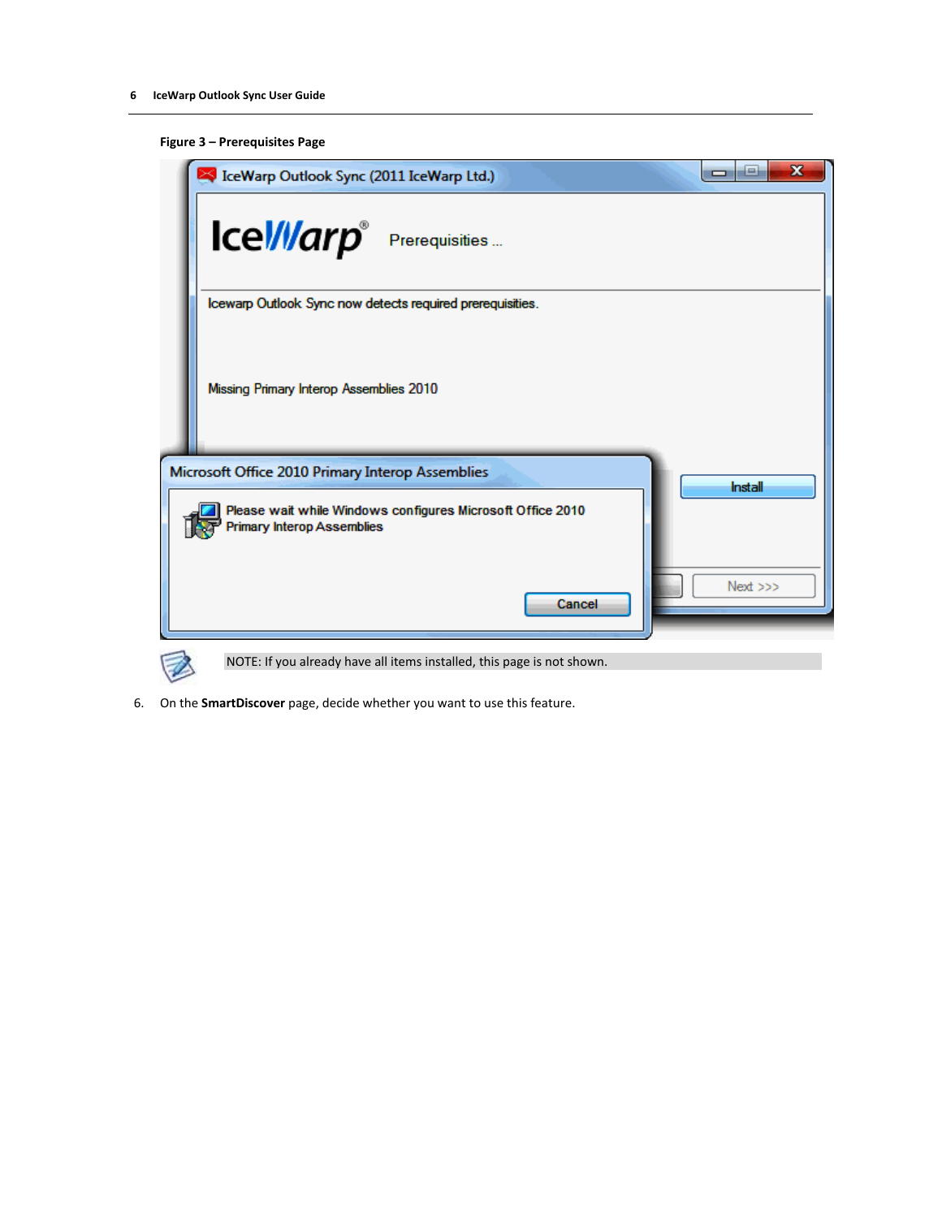**Figure 3 – Prerequisites Page**

NOTE: If you already have all items installed, this page is not shown.

6. On the **SmartDiscover** page, decide whether you want to use this feature.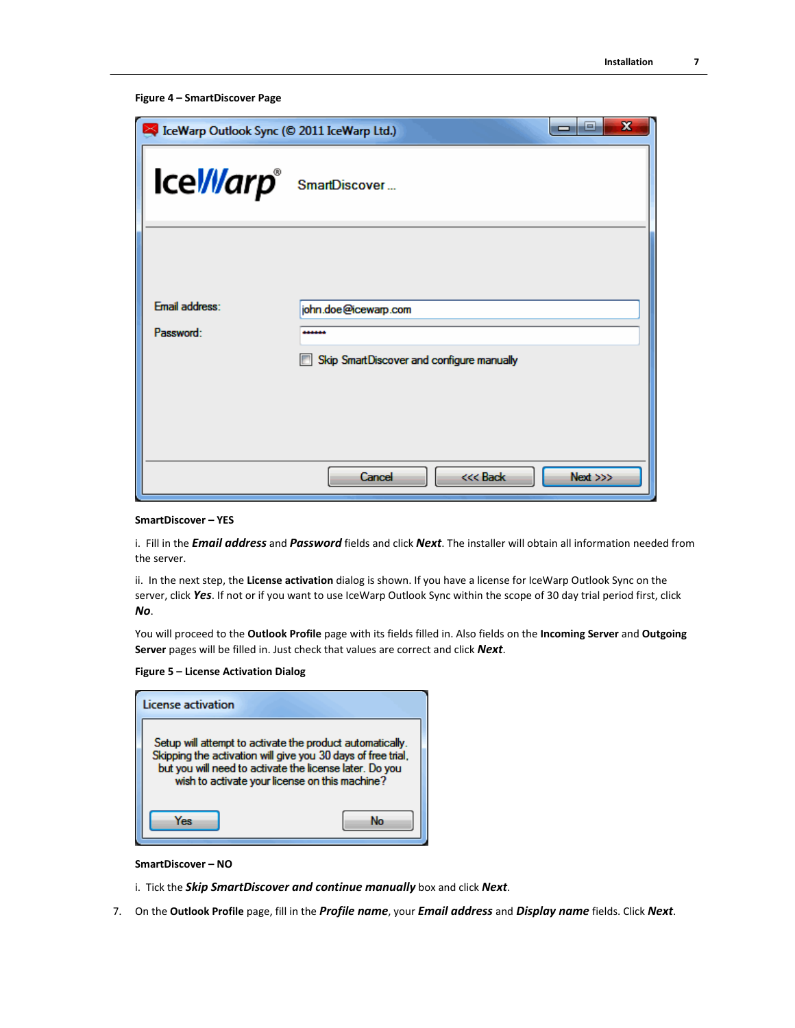**Figure 4 – SmartDiscover Page**

**SmartDiscover – YES**

i. Fill in the ***Email address*** and ***Password*** fields and click ***Next***. The installer will obtain all information needed from the server.

ii. In the next step, the **License activation** dialog is shown. If you have a license for IceWarp Outlook Sync on the server, click ***Yes***. If not or if you want to use IceWarp Outlook Sync within the scope of 30 day trial period first, click ***No***.

You will proceed to the **Outlook Profile** page with its fields filled in. Also fields on the **Incoming Server** and **Outgoing Server** pages will be filled in. Just check that values are correct and click ***Next***.

**Figure 5 – License Activation Dialog**

**SmartDiscover – NO**

i. Tick the ***Skip SmartDiscover and continue manually*** box and click ***Next***.

7. On the **Outlook Profile** page, fill in the ***Profile name***, your ***Email address*** and ***Display name*** fields. Click ***Next***.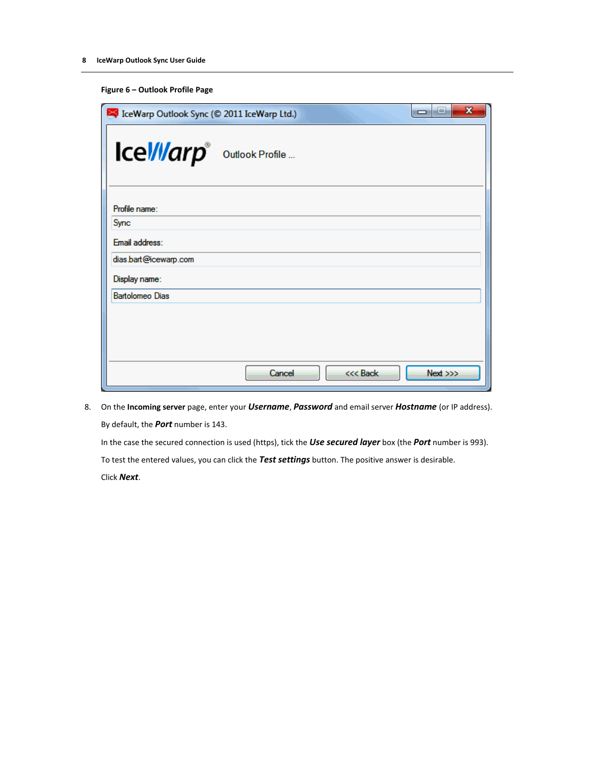**Figure 6 – Outlook Profile Page**

8. On the **Incoming server** page, enter your ***Username***, ***Password*** and email server ***Hostname*** (or IP address).

   By default, the ***Port*** number is 143.

   In the case the secured connection is used (https), tick the ***Use secured layer*** box (the ***Port*** number is 993).

   To test the entered values, you can click the ***Test settings*** button. The positive answer is desirable.

   Click ***Next***.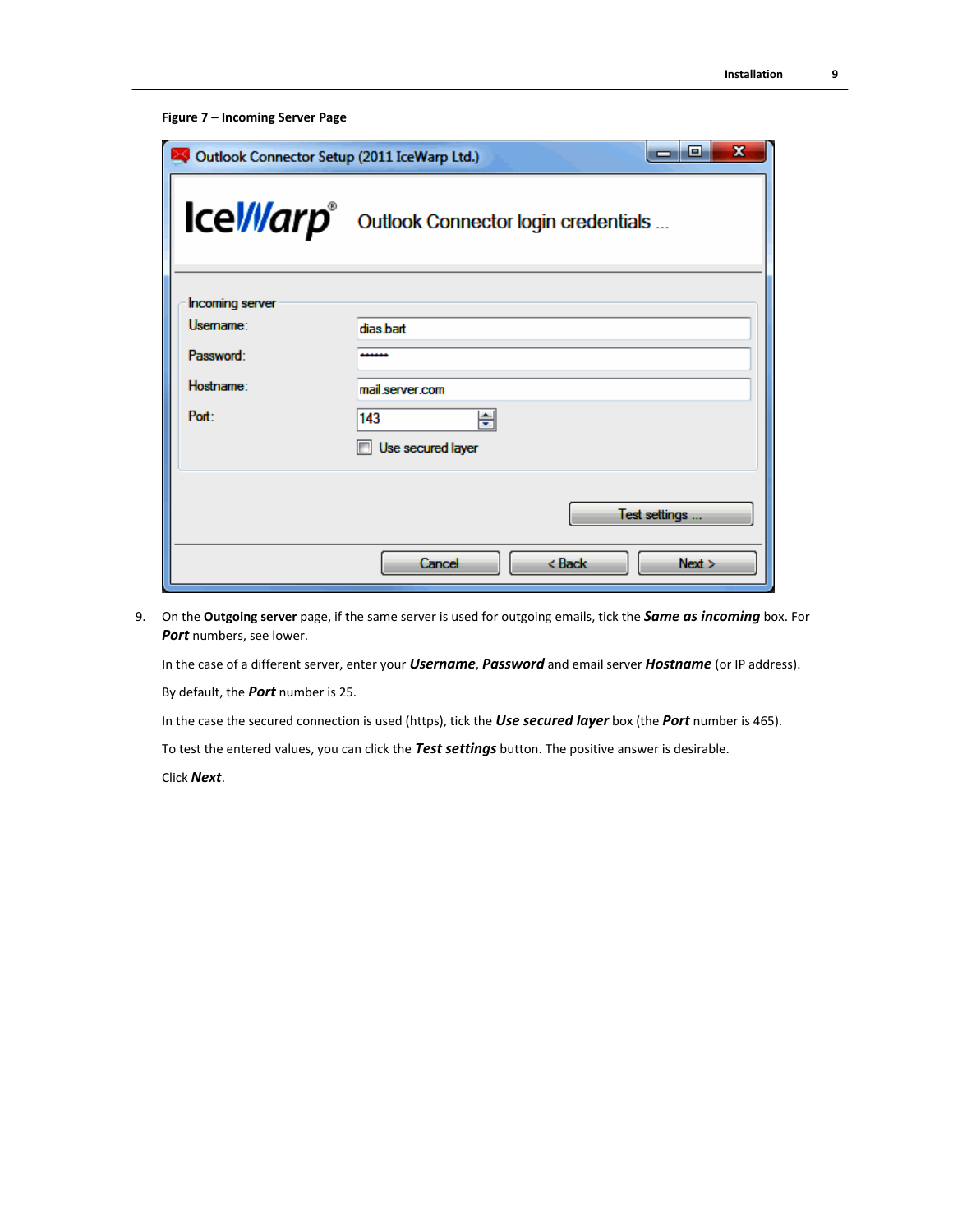**Figure 7 – Incoming Server Page**

9. On the **Outgoing server** page, if the same server is used for outgoing emails, tick the ***Same as incoming*** box. For ***Port*** numbers, see lower.

   In the case of a different server, enter your ***Username***, ***Password*** and email server ***Hostname*** (or IP address).

   By default, the ***Port*** number is 25.

   In the case the secured connection is used (https), tick the ***Use secured layer*** box (the ***Port*** number is 465).

   To test the entered values, you can click the ***Test settings*** button. The positive answer is desirable.

   Click ***Next***.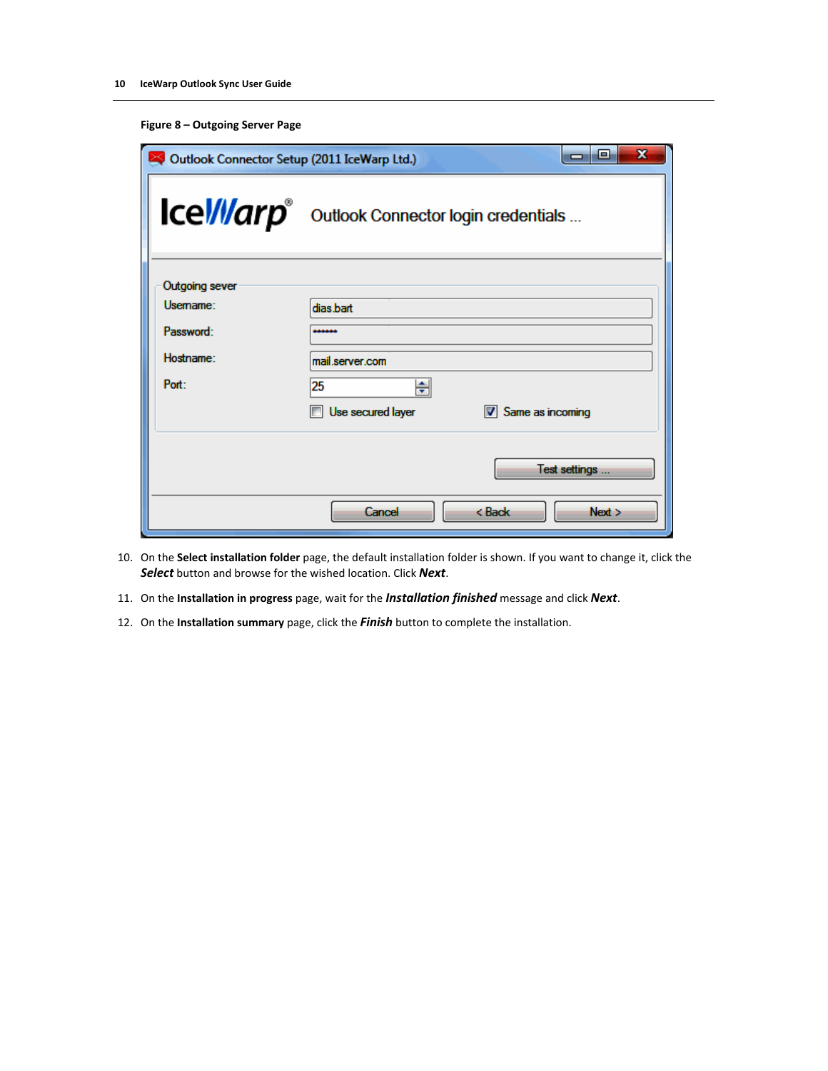**Figure 8 – Outgoing Server Page**

10. On the **Select installation folder** page, the default installation folder is shown. If you want to change it, click the ***Select*** button and browse for the wished location. Click ***Next***.
11. On the **Installation in progress** page, wait for the ***Installation finished*** message and click ***Next***.
12. On the **Installation summary** page, click the ***Finish*** button to complete the installation.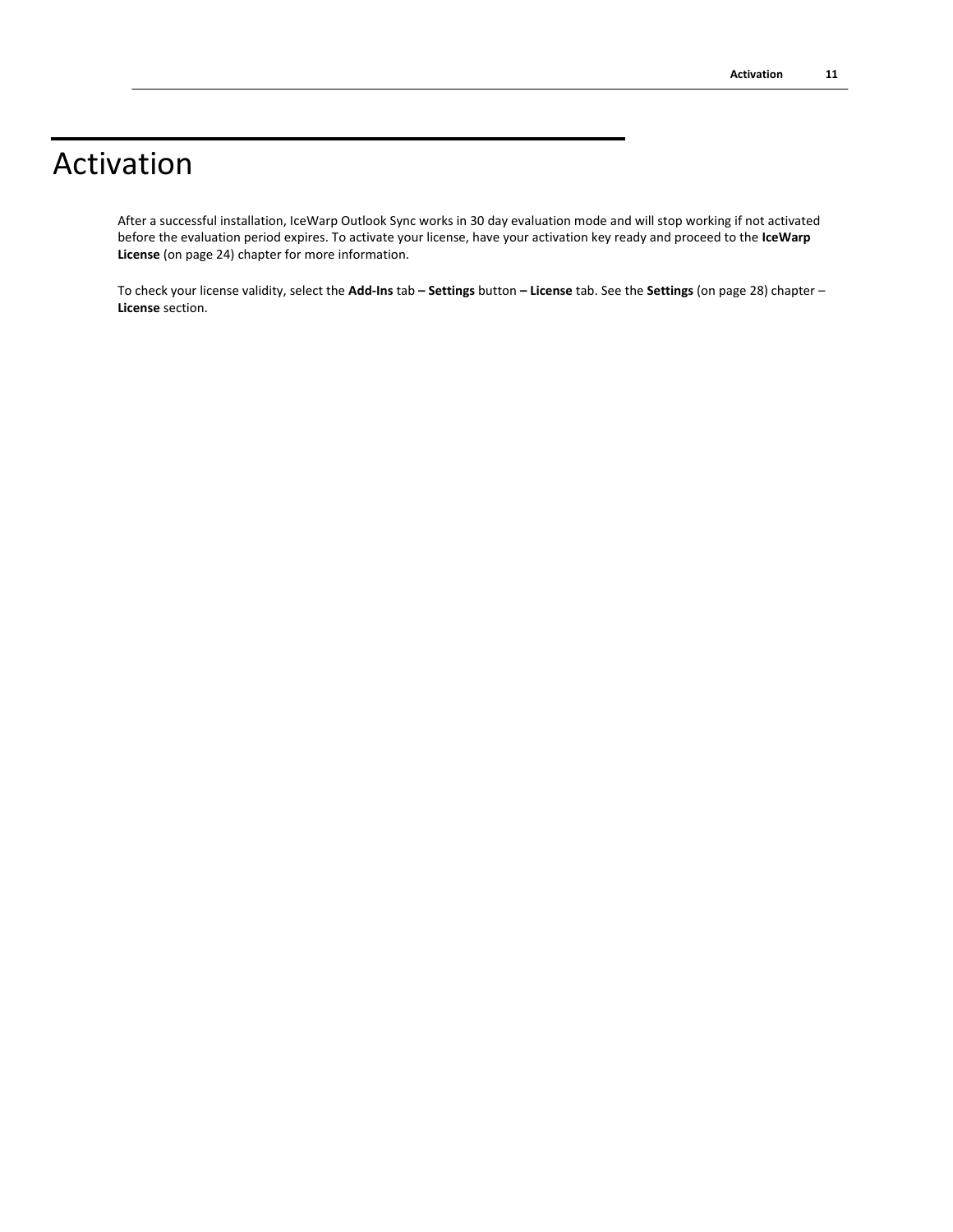# Activation

After a successful installation, IceWarp Outlook Sync works in 30 day evaluation mode and will stop working if not activated before the evaluation period expires. To activate your license, have your activation key ready and proceed to the **IceWarp License** (on page 24) chapter for more information.

To check your license validity, select the **Add-Ins** tab **– Settings** button **– License** tab. See the **Settings** (on page 28) chapter – **License** section.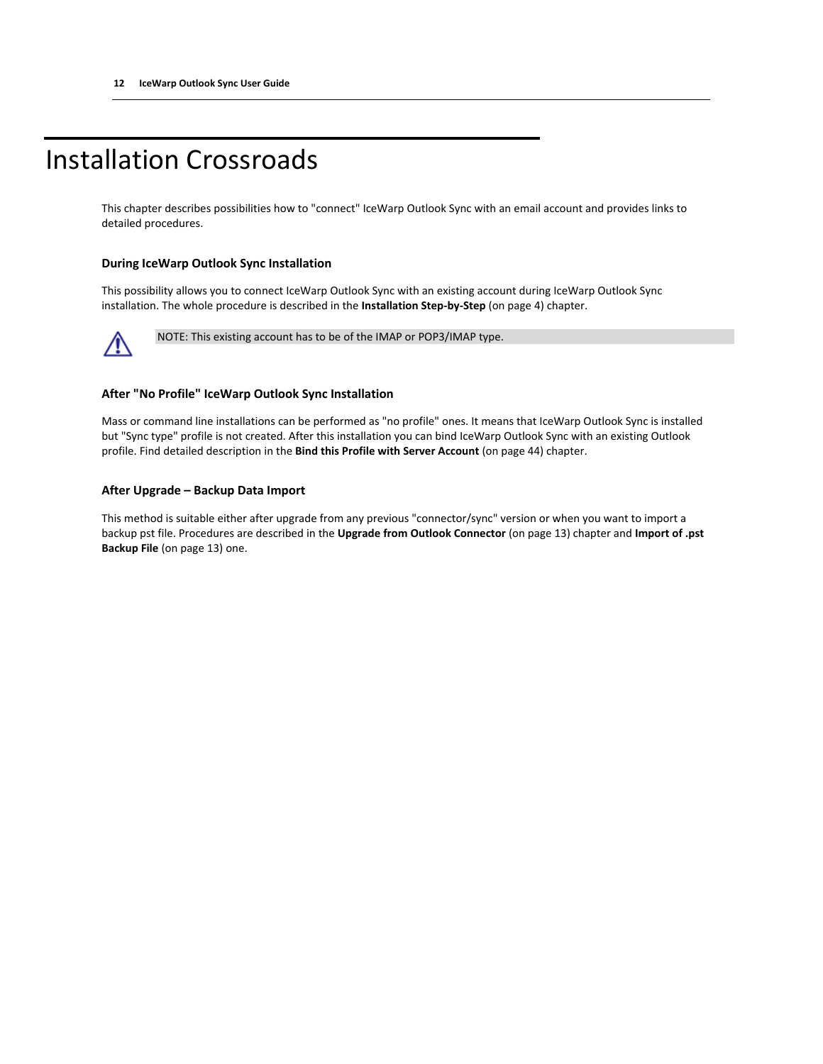# Installation Crossroads

This chapter describes possibilities how to "connect" IceWarp Outlook Sync with an email account and provides links to detailed procedures.

### During IceWarp Outlook Sync Installation

This possibility allows you to connect IceWarp Outlook Sync with an existing account during IceWarp Outlook Sync installation. The whole procedure is described in the **Installation Step-by-Step** (on page 4) chapter.

NOTE: This existing account has to be of the IMAP or POP3/IMAP type.

### After "No Profile" IceWarp Outlook Sync Installation

Mass or command line installations can be performed as "no profile" ones. It means that IceWarp Outlook Sync is installed but "Sync type" profile is not created. After this installation you can bind IceWarp Outlook Sync with an existing Outlook profile. Find detailed description in the **Bind this Profile with Server Account** (on page 44) chapter.

### After Upgrade – Backup Data Import

This method is suitable either after upgrade from any previous "connector/sync" version or when you want to import a backup pst file. Procedures are described in the **Upgrade from Outlook Connector** (on page 13) chapter and **Import of .pst Backup File** (on page 13) one.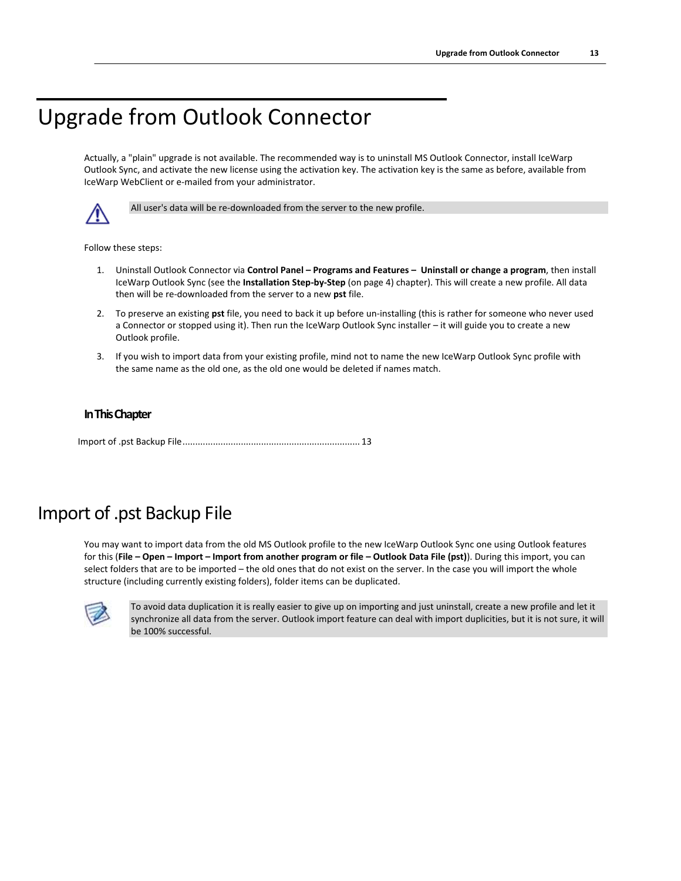# Upgrade from Outlook Connector

Actually, a "plain" upgrade is not available. The recommended way is to uninstall MS Outlook Connector, install IceWarp Outlook Sync, and activate the new license using the activation key. The activation key is the same as before, available from IceWarp WebClient or e-mailed from your administrator.

All user's data will be re-downloaded from the server to the new profile.

Follow these steps:

1. Uninstall Outlook Connector via **Control Panel – Programs and Features – Uninstall or change a program**, then install IceWarp Outlook Sync (see the **Installation Step-by-Step** (on page 4) chapter). This will create a new profile. All data then will be re-downloaded from the server to a new **pst** file.
2. To preserve an existing **pst** file, you need to back it up before un-installing (this is rather for someone who never used a Connector or stopped using it). Then run the IceWarp Outlook Sync installer – it will guide you to create a new Outlook profile.
3. If you wish to import data from your existing profile, mind not to name the new IceWarp Outlook Sync profile with the same name as the old one, as the old one would be deleted if names match.

### In This Chapter

Import of .pst Backup File ..................................................................... 13

## Import of .pst Backup File

You may want to import data from the old MS Outlook profile to the new IceWarp Outlook Sync one using Outlook features for this (**File – Open – Import – Import from another program or file – Outlook Data File (pst)**). During this import, you can select folders that are to be imported – the old ones that do not exist on the server. In the case you will import the whole structure (including currently existing folders), folder items can be duplicated.

To avoid data duplication it is really easier to give up on importing and just uninstall, create a new profile and let it synchronize all data from the server. Outlook import feature can deal with import duplicities, but it is not sure, it will be 100% successful.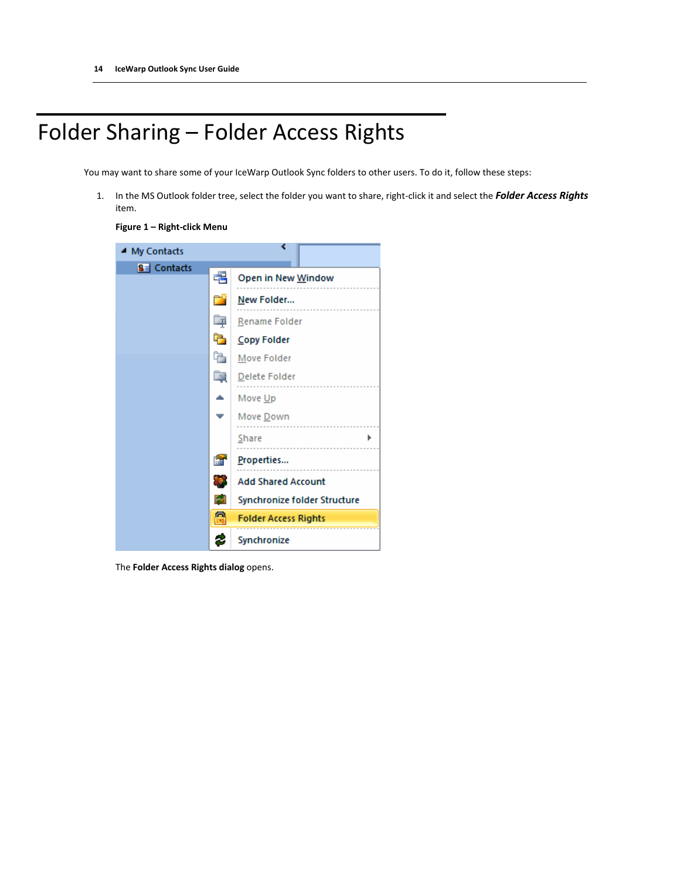# Folder Sharing – Folder Access Rights

You may want to share some of your IceWarp Outlook Sync folders to other users. To do it, follow these steps:

1. In the MS Outlook folder tree, select the folder you want to share, right-click it and select the ***Folder Access Rights*** item.

**Figure 1 – Right-click Menu**

The **Folder Access Rights dialog** opens.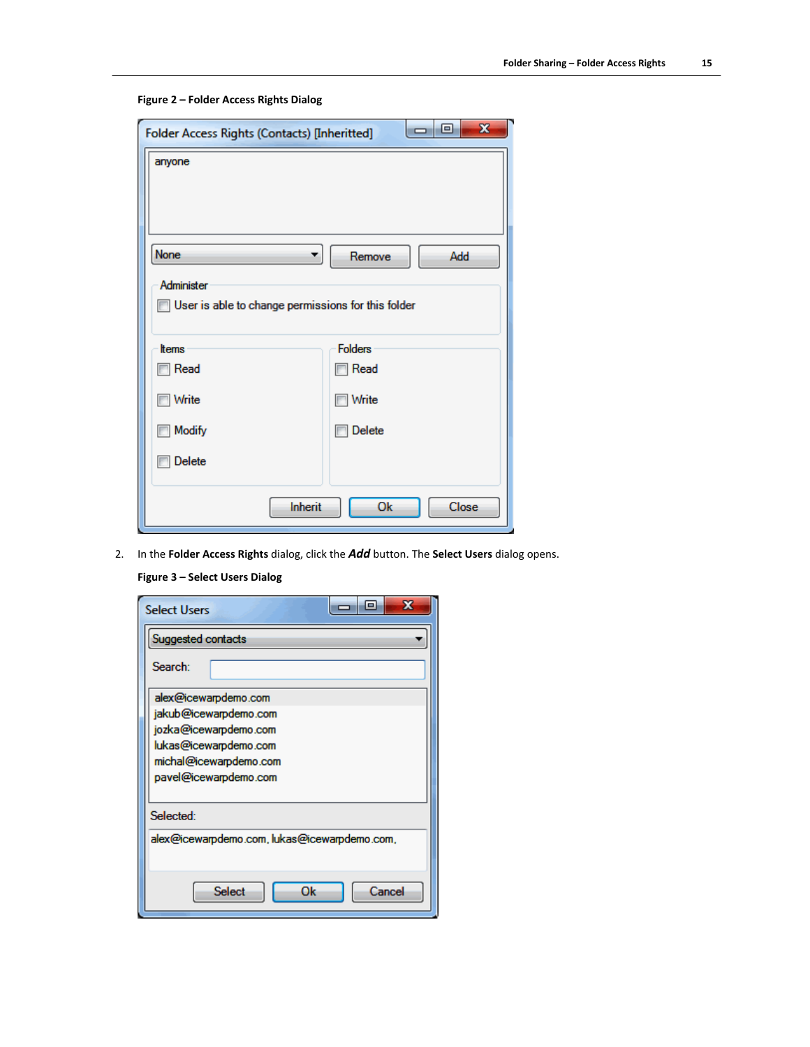**Figure 2 – Folder Access Rights Dialog**

2. In the **Folder Access Rights** dialog, click the ***Add*** button. The **Select Users** dialog opens.

**Figure 3 – Select Users Dialog**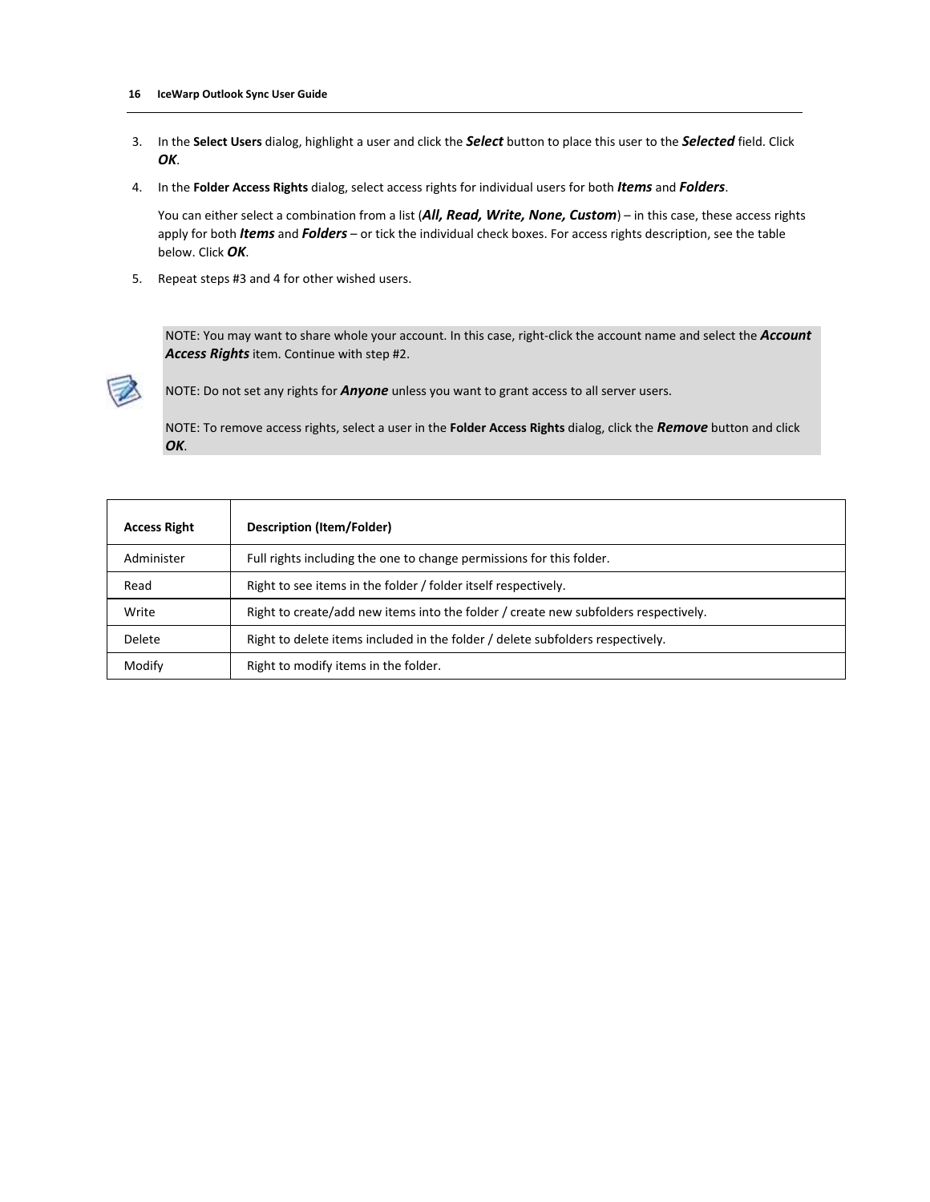3. In the **Select Users** dialog, highlight a user and click the ***Select*** button to place this user to the ***Selected*** field. Click ***OK***.

4. In the **Folder Access Rights** dialog, select access rights for individual users for both ***Items*** and ***Folders***.

   You can either select a combination from a list (***All, Read, Write, None, Custom***) – in this case, these access rights apply for both ***Items*** and ***Folders*** – or tick the individual check boxes. For access rights description, see the table below. Click ***OK***.

5. Repeat steps #3 and 4 for other wished users.

> NOTE: You may want to share whole your account. In this case, right-click the account name and select the ***Account Access Rights*** item. Continue with step #2.
>
> NOTE: Do not set any rights for ***Anyone*** unless you want to grant access to all server users.
>
> NOTE: To remove access rights, select a user in the **Folder Access Rights** dialog, click the ***Remove*** button and click ***OK***.

| **Access Right** | **Description (Item/Folder)** |
| --- | --- |
| Administer | Full rights including the one to change permissions for this folder. |
| Read | Right to see items in the folder / folder itself respectively. |
| Write | Right to create/add new items into the folder / create new subfolders respectively. |
| Delete | Right to delete items included in the folder / delete subfolders respectively. |
| Modify | Right to modify items in the folder. |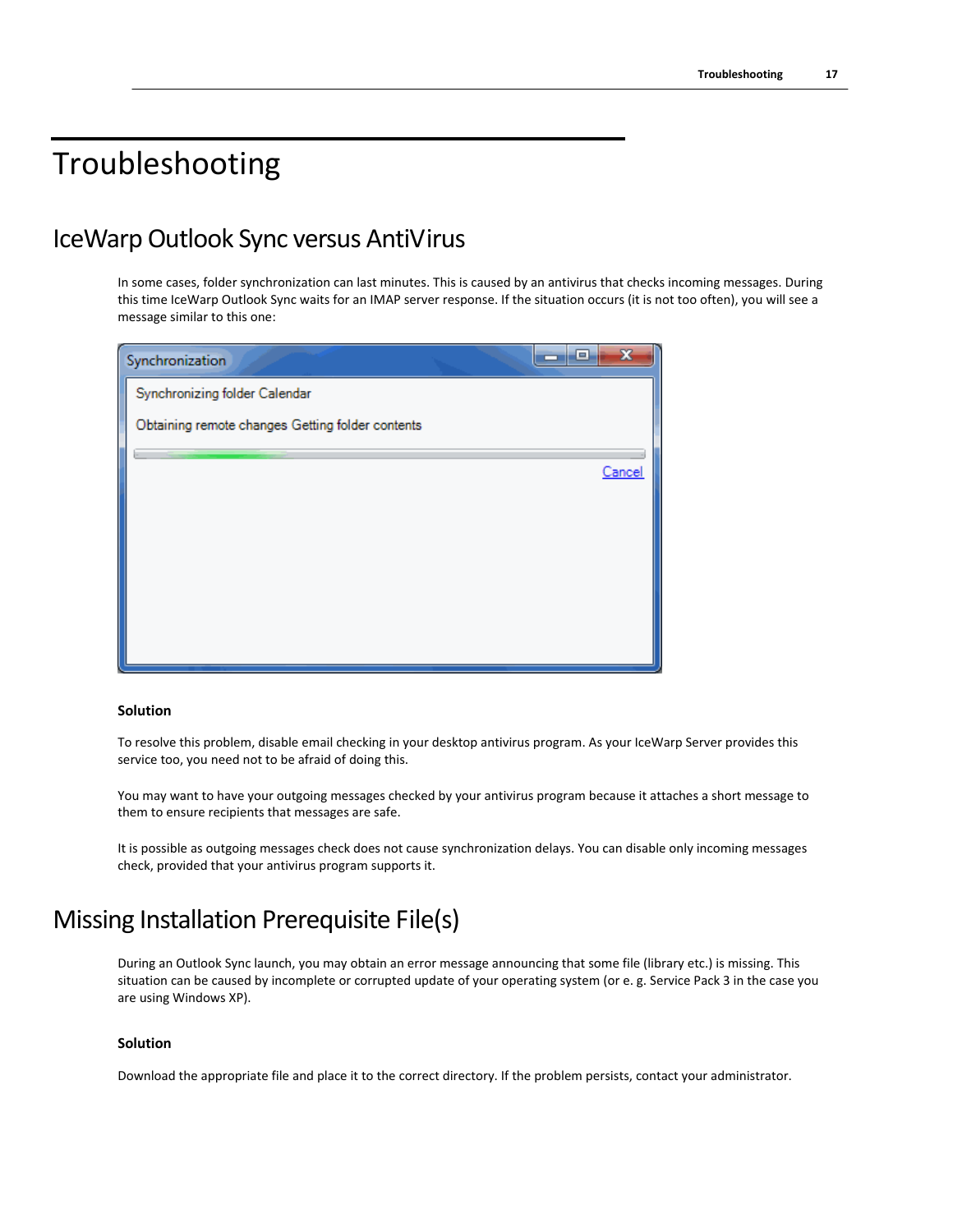# Troubleshooting

## IceWarp Outlook Sync versus AntiVirus

In some cases, folder synchronization can last minutes. This is caused by an antivirus that checks incoming messages. During this time IceWarp Outlook Sync waits for an IMAP server response. If the situation occurs (it is not too often), you will see a message similar to this one:

**Solution**

To resolve this problem, disable email checking in your desktop antivirus program. As your IceWarp Server provides this service too, you need not to be afraid of doing this.

You may want to have your outgoing messages checked by your antivirus program because it attaches a short message to them to ensure recipients that messages are safe.

It is possible as outgoing messages check does not cause synchronization delays. You can disable only incoming messages check, provided that your antivirus program supports it.

## Missing Installation Prerequisite File(s)

During an Outlook Sync launch, you may obtain an error message announcing that some file (library etc.) is missing. This situation can be caused by incomplete or corrupted update of your operating system (or e. g. Service Pack 3 in the case you are using Windows XP).

**Solution**

Download the appropriate file and place it to the correct directory. If the problem persists, contact your administrator.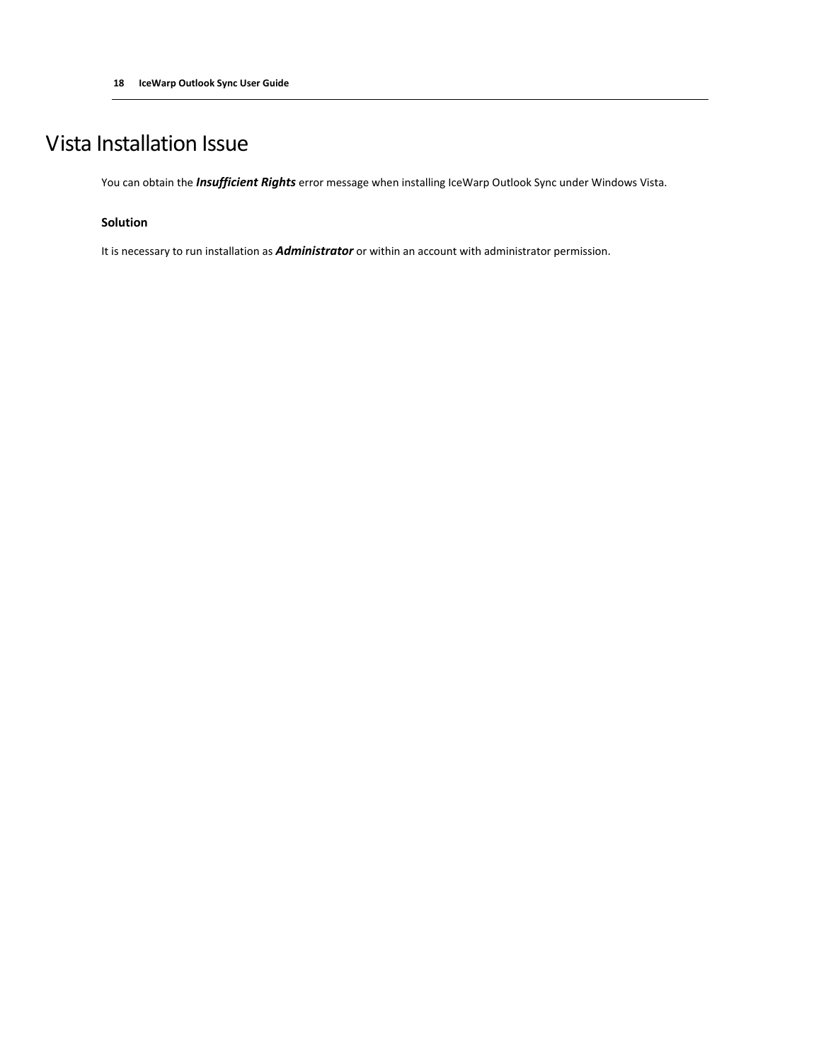# Vista Installation Issue

You can obtain the ***Insufficient Rights*** error message when installing IceWarp Outlook Sync under Windows Vista.

### Solution

It is necessary to run installation as ***Administrator*** or within an account with administrator permission.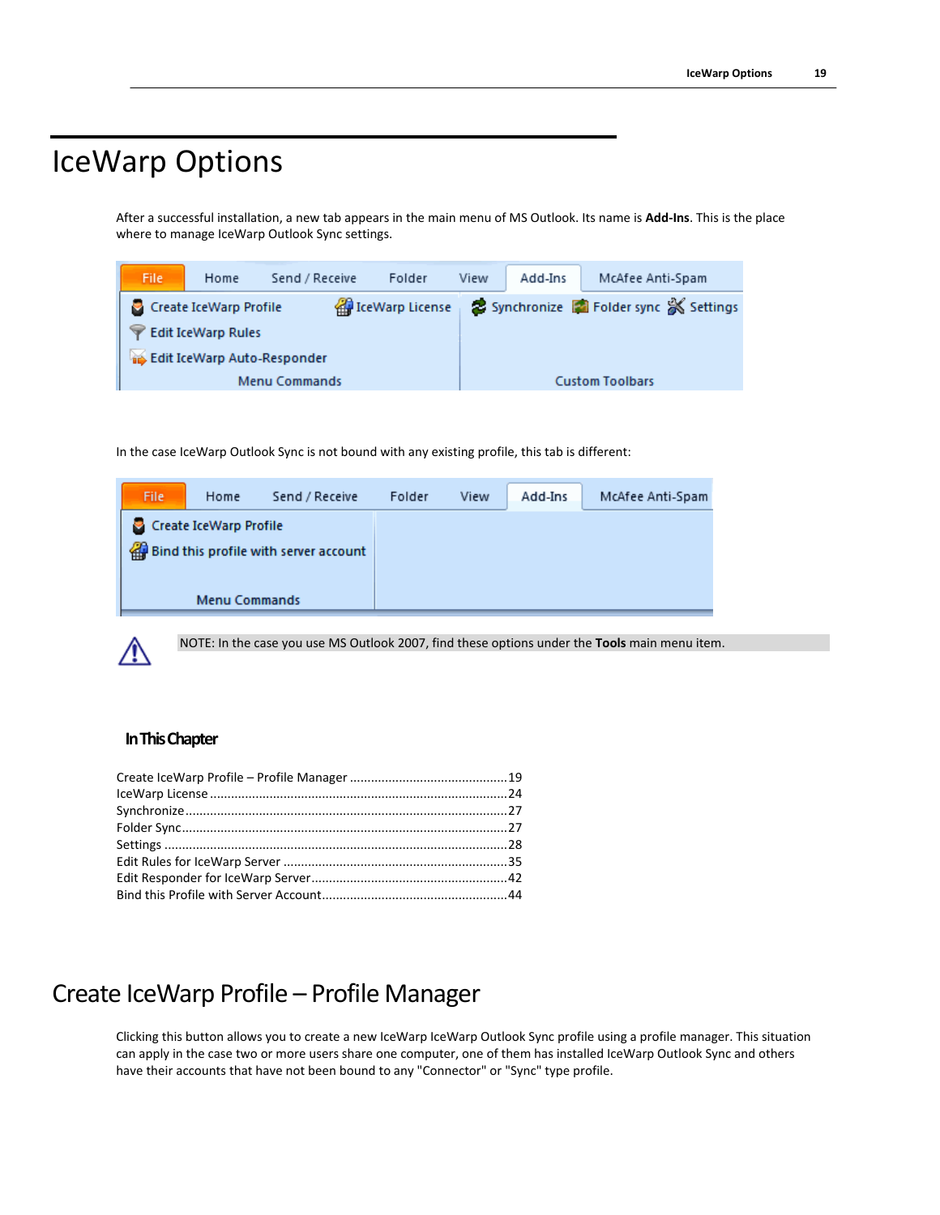# IceWarp Options

After a successful installation, a new tab appears in the main menu of MS Outlook. Its name is **Add-Ins**. This is the place where to manage IceWarp Outlook Sync settings.

In the case IceWarp Outlook Sync is not bound with any existing profile, this tab is different:

NOTE: In the case you use MS Outlook 2007, find these options under the **Tools** main menu item.

### In This Chapter

Create IceWarp Profile – Profile Manager .............................................19
IceWarp License ....................................................................................24
Synchronize...........................................................................................27
Folder Sync............................................................................................27
Settings .................................................................................................28
Edit Rules for IceWarp Server ...............................................................35
Edit Responder for IceWarp Server........................................................42
Bind this Profile with Server Account.....................................................44

## Create IceWarp Profile – Profile Manager

Clicking this button allows you to create a new IceWarp IceWarp Outlook Sync profile using a profile manager. This situation can apply in the case two or more users share one computer, one of them has installed IceWarp Outlook Sync and others have their accounts that have not been bound to any "Connector" or "Sync" type profile.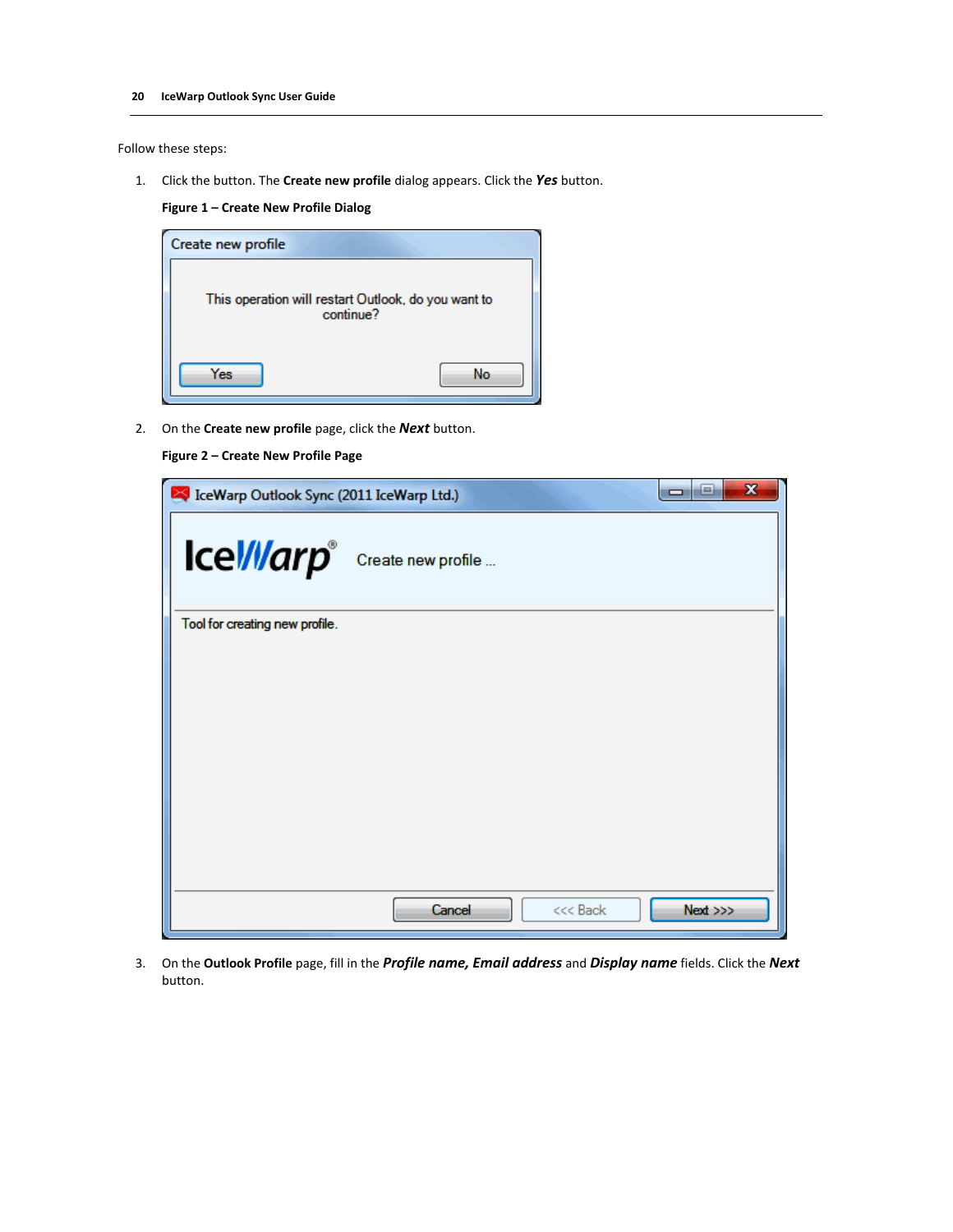Follow these steps:

1. Click the button. The **Create new profile** dialog appears. Click the ***Yes*** button.

   **Figure 1 – Create New Profile Dialog**

2. On the **Create new profile** page, click the ***Next*** button.

   **Figure 2 – Create New Profile Page**

3. On the **Outlook Profile** page, fill in the ***Profile name, Email address*** and ***Display name*** fields. Click the ***Next*** button.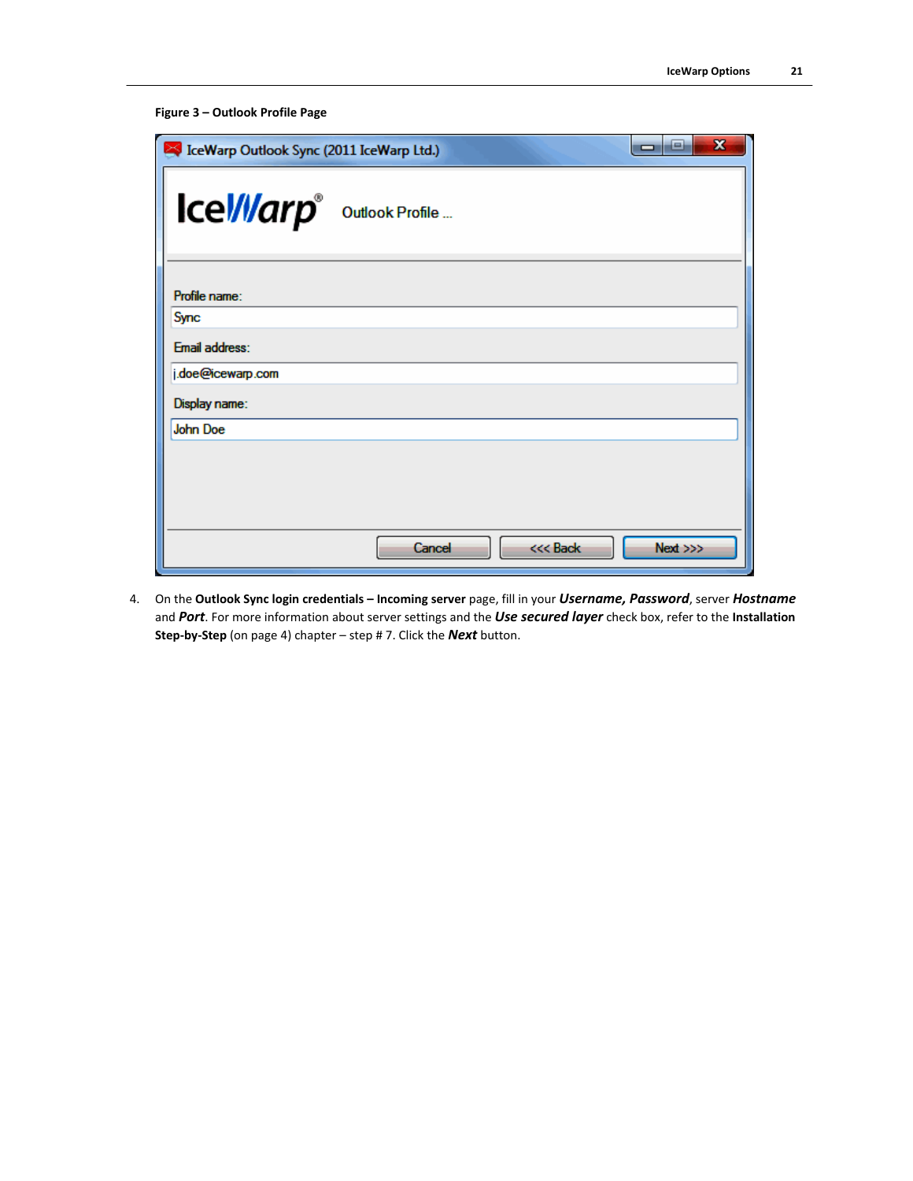**Figure 3 – Outlook Profile Page**

4. On the **Outlook Sync login credentials – Incoming server** page, fill in your ***Username, Password***, server ***Hostname*** and ***Port***. For more information about server settings and the ***Use secured layer*** check box, refer to the **Installation Step-by-Step** (on page 4) chapter – step # 7. Click the ***Next*** button.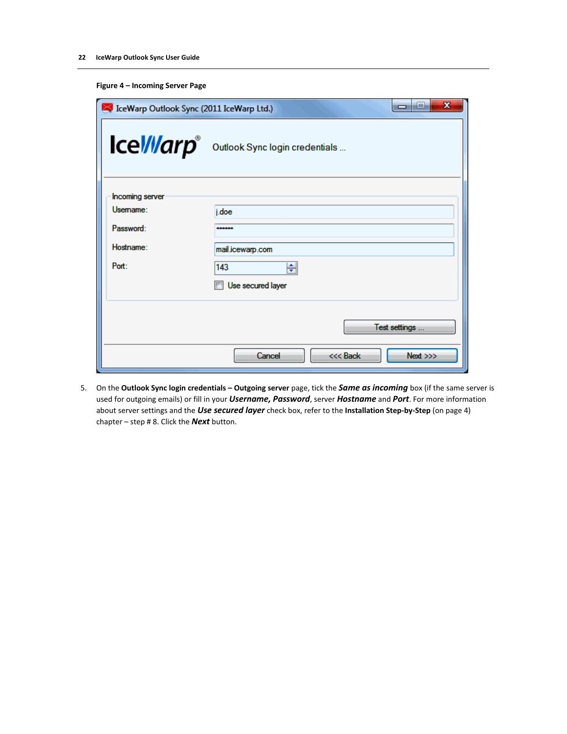**Figure 4 – Incoming Server Page**

5. On the **Outlook Sync login credentials – Outgoing server** page, tick the ***Same as incoming*** box (if the same server is used for outgoing emails) or fill in your ***Username, Password***, server ***Hostname*** and ***Port***. For more information about server settings and the ***Use secured layer*** check box, refer to the **Installation Step-by-Step** (on page 4) chapter – step # 8. Click the ***Next*** button.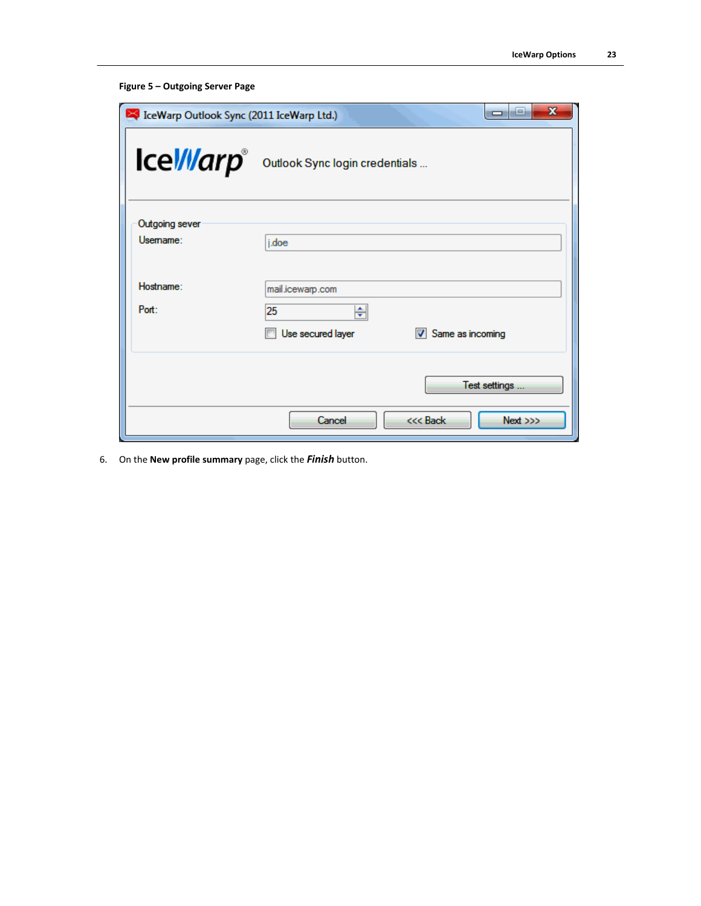**Figure 5 – Outgoing Server Page**

6. On the **New profile summary** page, click the ***Finish*** button.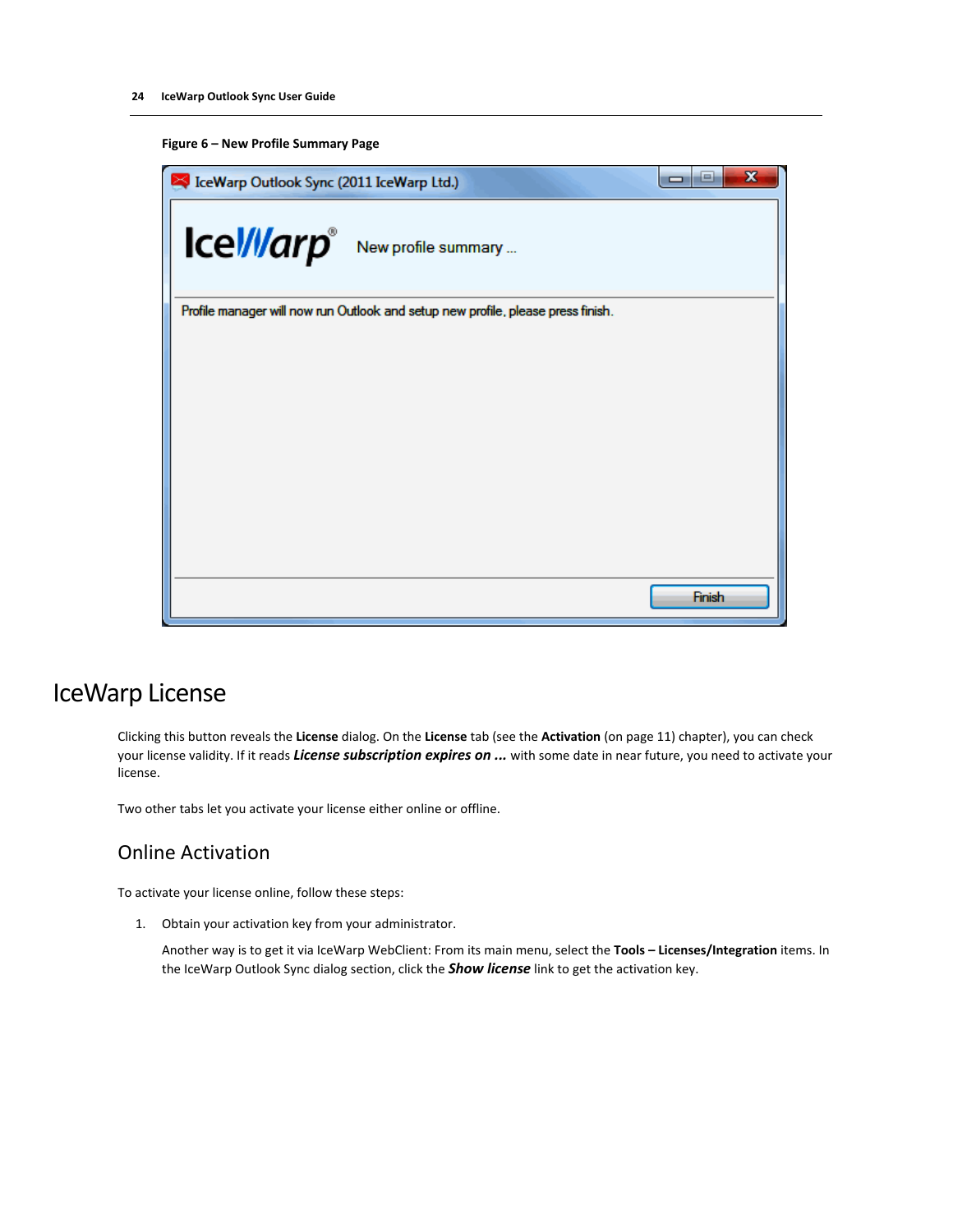**Figure 6 – New Profile Summary Page**

# IceWarp License

Clicking this button reveals the **License** dialog. On the **License** tab (see the **Activation** (on page 11) chapter), you can check your license validity. If it reads ***License subscription expires on ...*** with some date in near future, you need to activate your license.

Two other tabs let you activate your license either online or offline.

## Online Activation

To activate your license online, follow these steps:

1. Obtain your activation key from your administrator.

   Another way is to get it via IceWarp WebClient: From its main menu, select the **Tools – Licenses/Integration** items. In the IceWarp Outlook Sync dialog section, click the ***Show license*** link to get the activation key.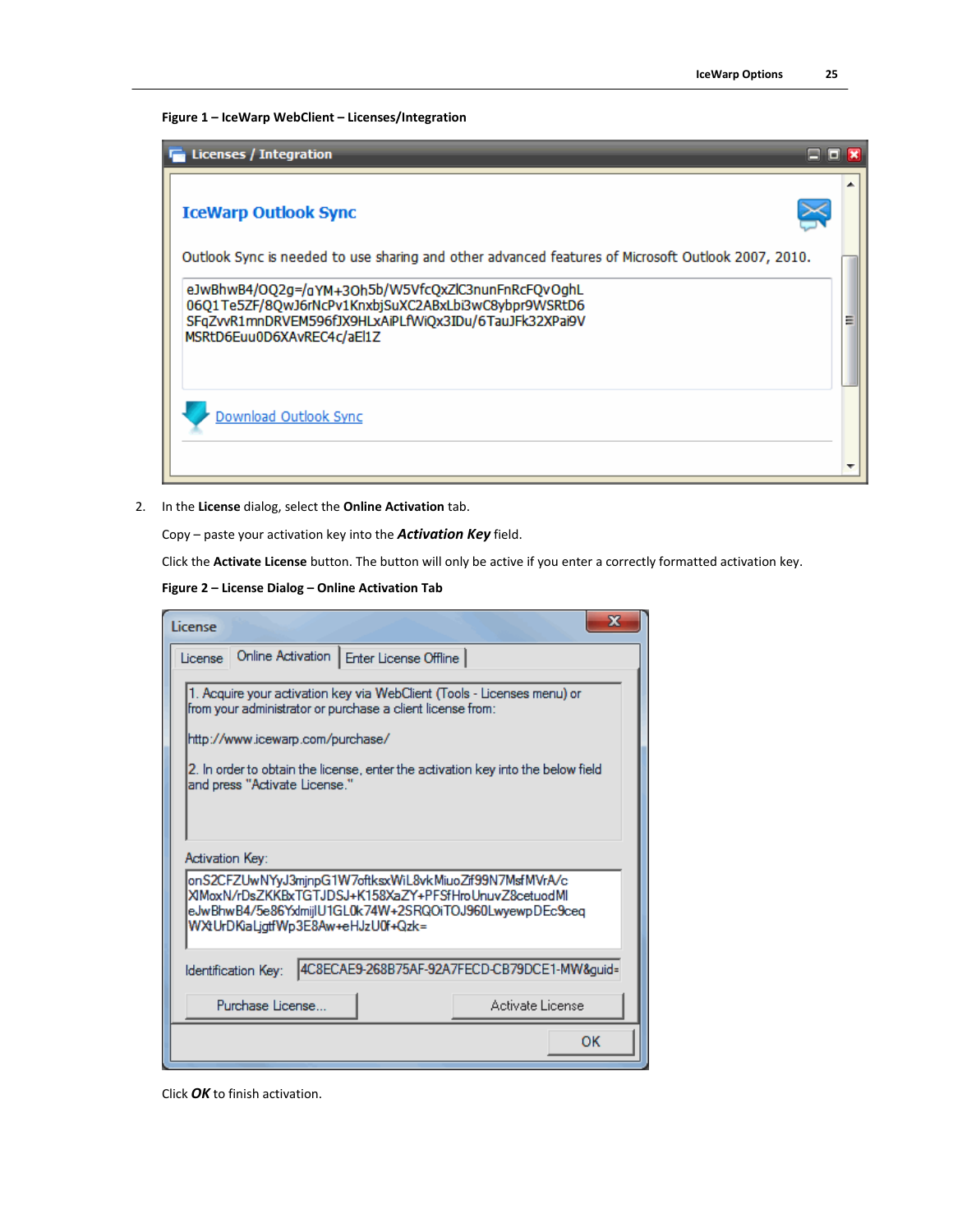**Figure 1 – IceWarp WebClient – Licenses/Integration**

2. In the **License** dialog, select the **Online Activation** tab.

   Copy – paste your activation key into the ***Activation Key*** field.

   Click the **Activate License** button. The button will only be active if you enter a correctly formatted activation key.

**Figure 2 – License Dialog – Online Activation Tab**

Click ***OK*** to finish activation.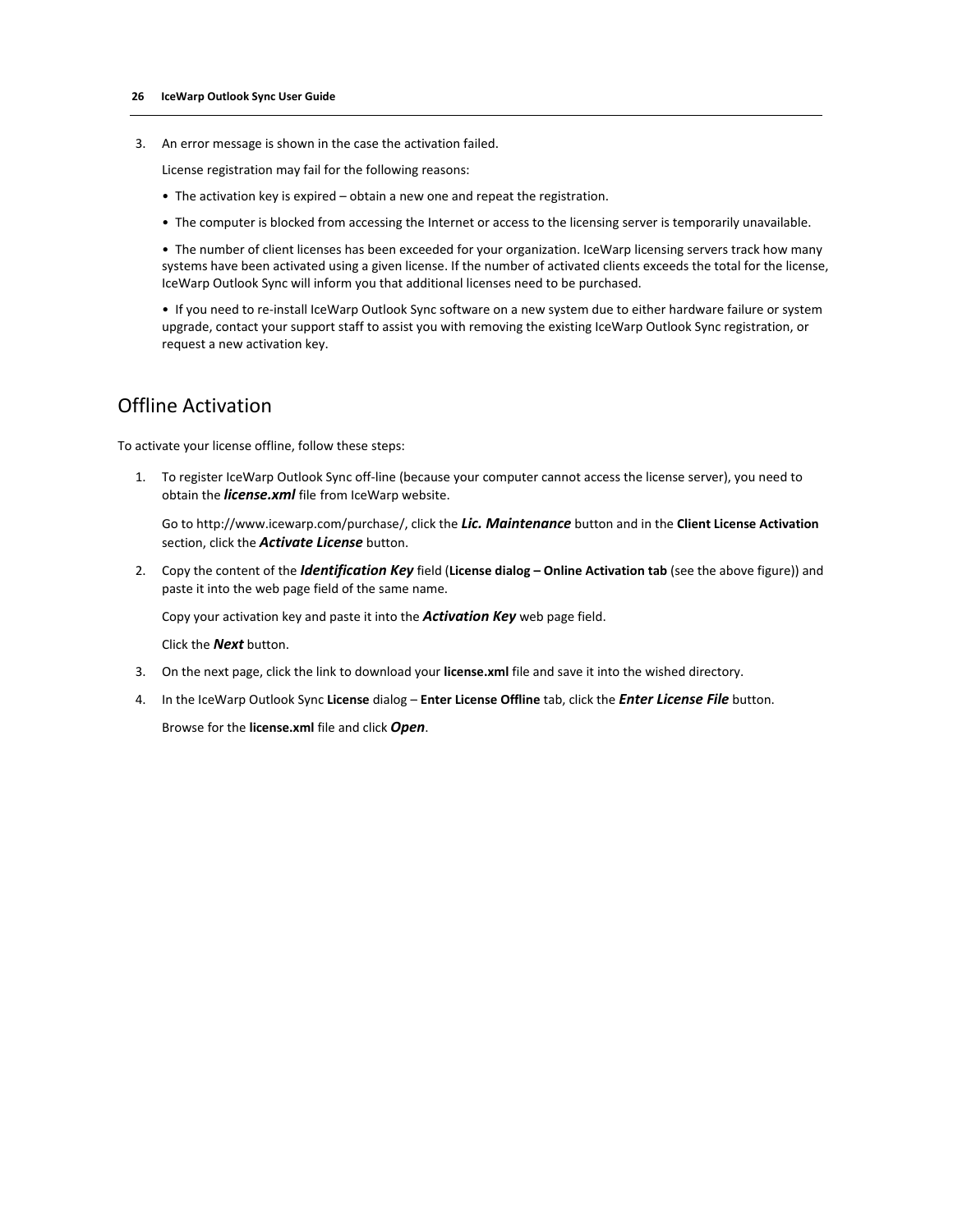3. An error message is shown in the case the activation failed.

   License registration may fail for the following reasons:

   • The activation key is expired – obtain a new one and repeat the registration.

   • The computer is blocked from accessing the Internet or access to the licensing server is temporarily unavailable.

   • The number of client licenses has been exceeded for your organization. IceWarp licensing servers track how many systems have been activated using a given license. If the number of activated clients exceeds the total for the license, IceWarp Outlook Sync will inform you that additional licenses need to be purchased.

   • If you need to re-install IceWarp Outlook Sync software on a new system due to either hardware failure or system upgrade, contact your support staff to assist you with removing the existing IceWarp Outlook Sync registration, or request a new activation key.

## Offline Activation

To activate your license offline, follow these steps:

1. To register IceWarp Outlook Sync off-line (because your computer cannot access the license server), you need to obtain the ***license.xml*** file from IceWarp website.

   Go to http://www.icewarp.com/purchase/, click the ***Lic. Maintenance*** button and in the **Client License Activation** section, click the ***Activate License*** button.

2. Copy the content of the ***Identification Key*** field (**License dialog – Online Activation tab** (see the above figure)) and paste it into the web page field of the same name.

   Copy your activation key and paste it into the ***Activation Key*** web page field.

   Click the ***Next*** button.

3. On the next page, click the link to download your **license.xml** file and save it into the wished directory.

4. In the IceWarp Outlook Sync **License** dialog – **Enter License Offline** tab, click the ***Enter License File*** button.

   Browse for the **license.xml** file and click ***Open***.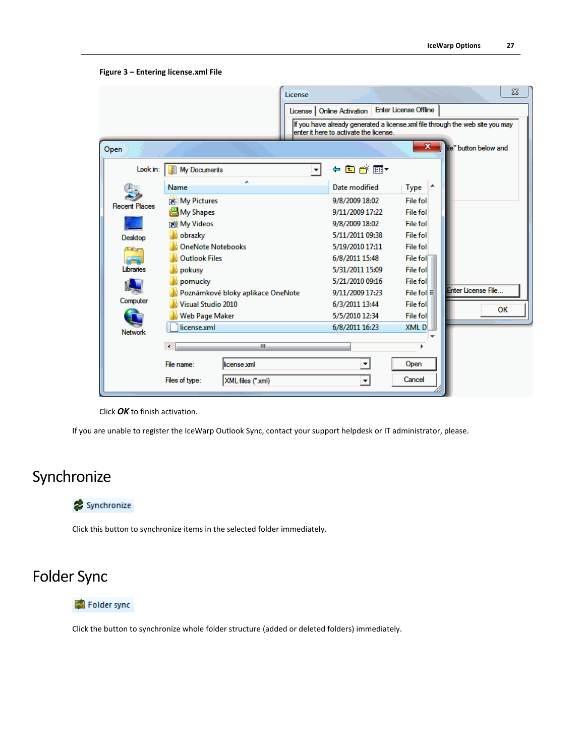**Figure 3 – Entering license.xml File**

Click ***OK*** to finish activation.

If you are unable to register the IceWarp Outlook Sync, contact your support helpdesk or IT administrator, please.

# Synchronize

Click this button to synchronize items in the selected folder immediately.

# Folder Sync

Click the button to synchronize whole folder structure (added or deleted folders) immediately.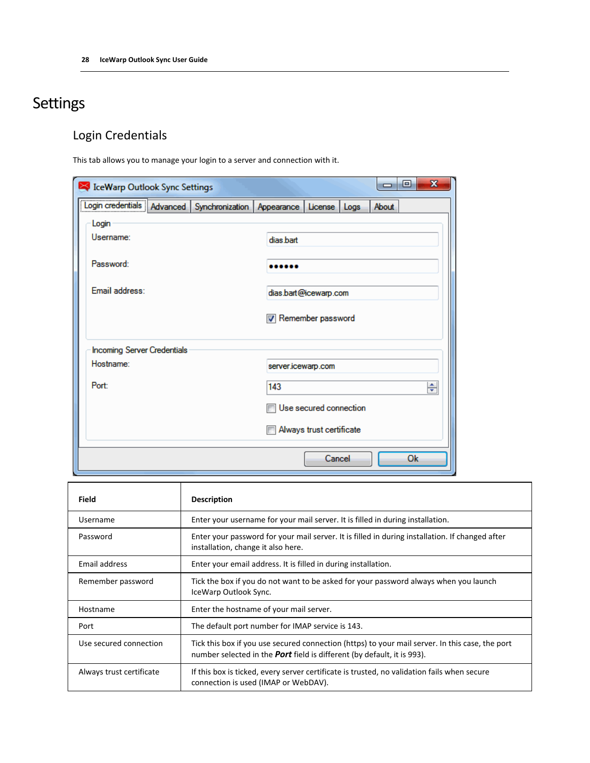# Settings

## Login Credentials

This tab allows you to manage your login to a server and connection with it.

| Field | Description |
| --- | --- |
| Username | Enter your username for your mail server. It is filled in during installation. |
| Password | Enter your password for your mail server. It is filled in during installation. If changed after installation, change it also here. |
| Email address | Enter your email address. It is filled in during installation. |
| Remember password | Tick the box if you do not want to be asked for your password always when you launch IceWarp Outlook Sync. |
| Hostname | Enter the hostname of your mail server. |
| Port | The default port number for IMAP service is 143. |
| Use secured connection | Tick this box if you use secured connection (https) to your mail server. In this case, the port number selected in the ***Port*** field is different (by default, it is 993). |
| Always trust certificate | If this box is ticked, every server certificate is trusted, no validation fails when secure connection is used (IMAP or WebDAV). |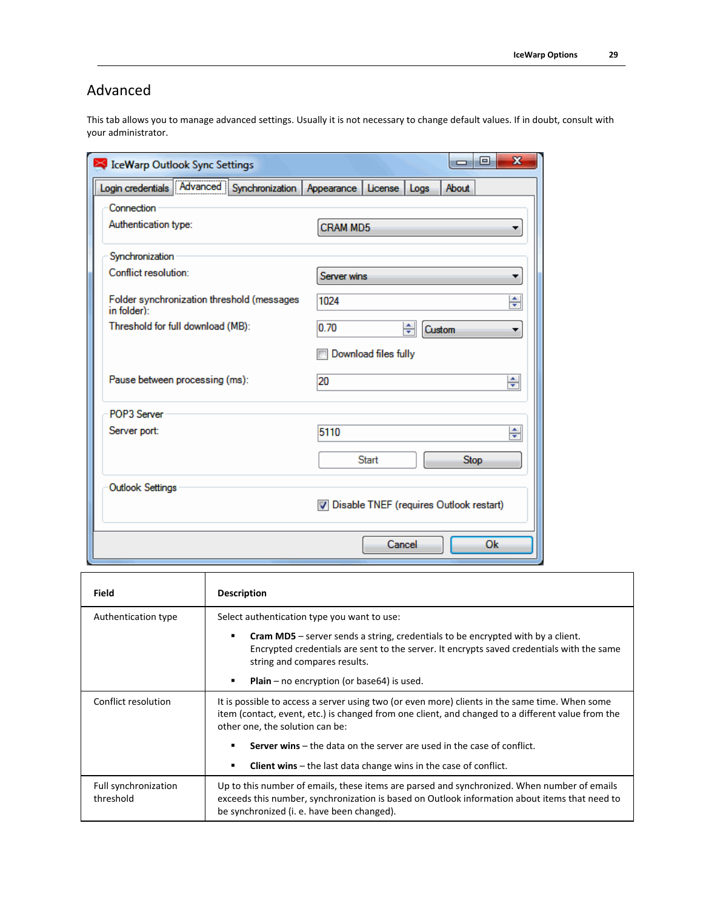## Advanced

This tab allows you to manage advanced settings. Usually it is not necessary to change default values. If in doubt, consult with your administrator.

| Field | Description |
|---|---|
| Authentication type | Select authentication type you want to use:<br>▪ **Cram MD5** – server sends a string, credentials to be encrypted with by a client. Encrypted credentials are sent to the server. It encrypts saved credentials with the same string and compares results.<br>▪ **Plain** – no encryption (or base64) is used. |
| Conflict resolution | It is possible to access a server using two (or even more) clients in the same time. When some item (contact, event, etc.) is changed from one client, and changed to a different value from the other one, the solution can be:<br>▪ **Server wins** – the data on the server are used in the case of conflict.<br>▪ **Client wins** – the last data change wins in the case of conflict. |
| Full synchronization threshold | Up to this number of emails, these items are parsed and synchronized. When number of emails exceeds this number, synchronization is based on Outlook information about items that need to be synchronized (i. e. have been changed). |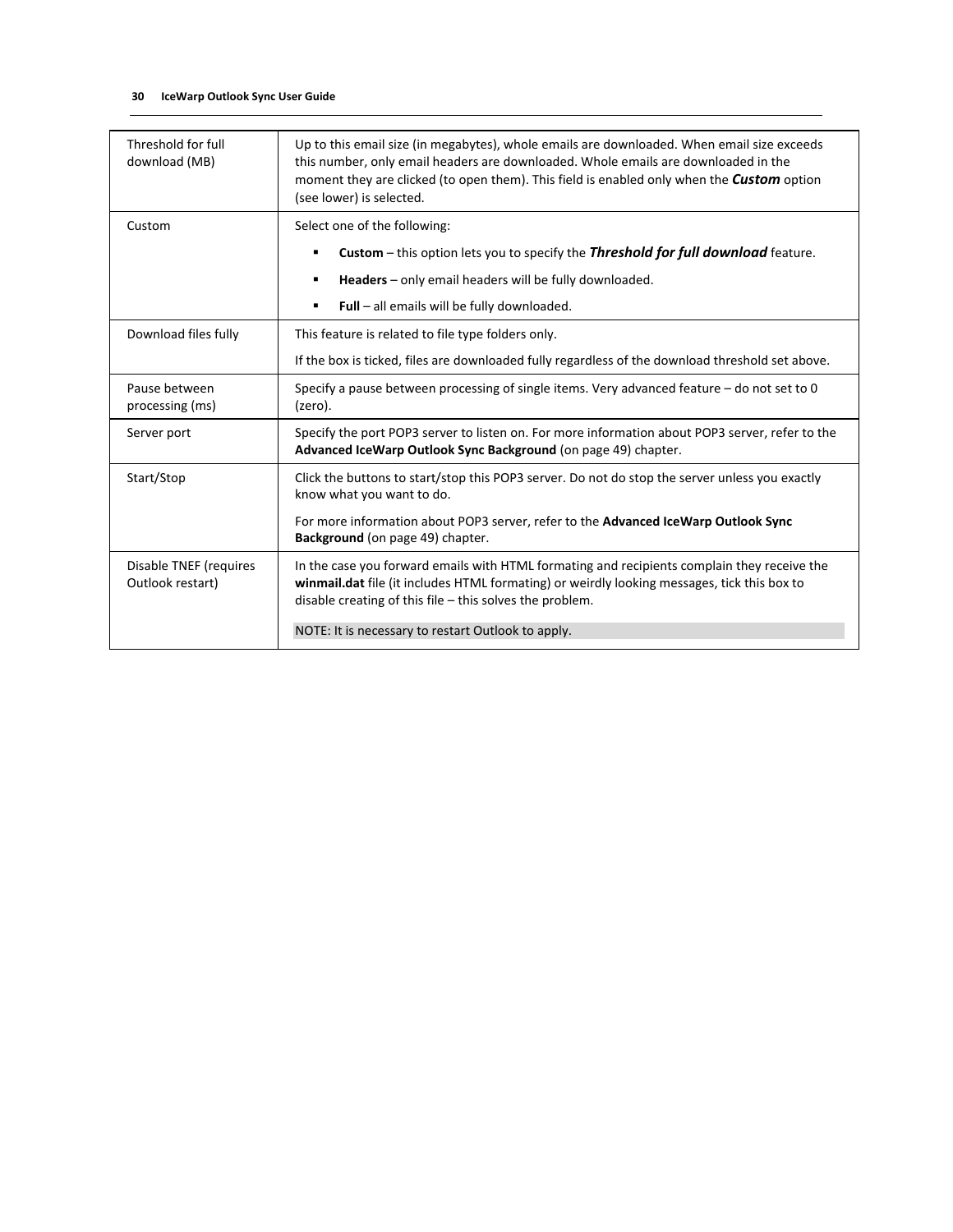| | |
|---|---|
| Threshold for full download (MB) | Up to this email size (in megabytes), whole emails are downloaded. When email size exceeds this number, only email headers are downloaded. Whole emails are downloaded in the moment they are clicked (to open them). This field is enabled only when the ***Custom*** option (see lower) is selected. |
| Custom | Select one of the following:<br>▪ **Custom** – this option lets you to specify the ***Threshold for full download*** feature.<br>▪ **Headers** – only email headers will be fully downloaded.<br>▪ **Full** – all emails will be fully downloaded. |
| Download files fully | This feature is related to file type folders only.<br>If the box is ticked, files are downloaded fully regardless of the download threshold set above. |
| Pause between processing (ms) | Specify a pause between processing of single items. Very advanced feature – do not set to 0 (zero). |
| Server port | Specify the port POP3 server to listen on. For more information about POP3 server, refer to the **Advanced IceWarp Outlook Sync Background** (on page 49) chapter. |
| Start/Stop | Click the buttons to start/stop this POP3 server. Do not do stop the server unless you exactly know what you want to do.<br>For more information about POP3 server, refer to the **Advanced IceWarp Outlook Sync Background** (on page 49) chapter. |
| Disable TNEF (requires Outlook restart) | In the case you forward emails with HTML formating and recipients complain they receive the **winmail.dat** file (it includes HTML formating) or weirdly looking messages, tick this box to disable creating of this file – this solves the problem.<br>NOTE: It is necessary to restart Outlook to apply. |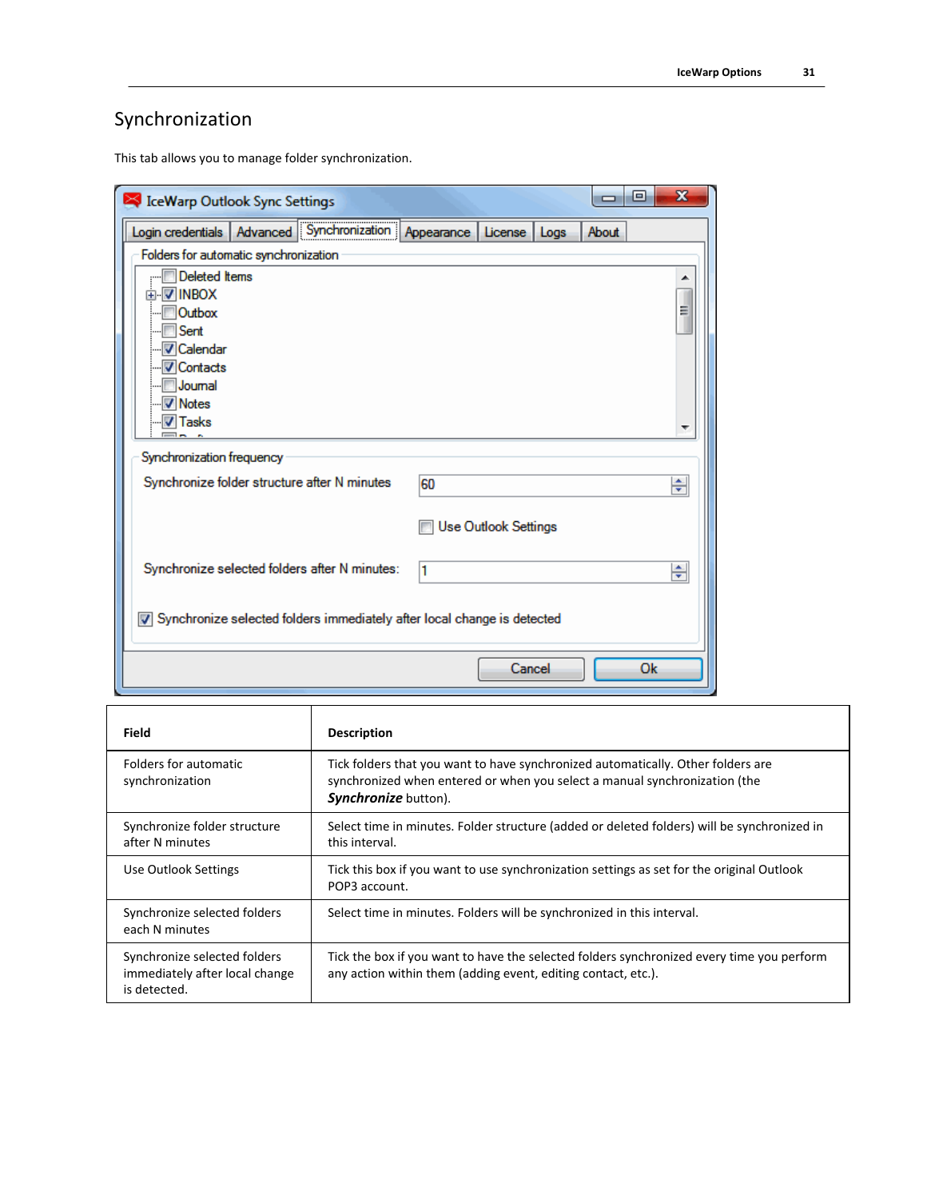## Synchronization

This tab allows you to manage folder synchronization.

| Field | Description |
| --- | --- |
| Folders for automatic synchronization | Tick folders that you want to have synchronized automatically. Other folders are synchronized when entered or when you select a manual synchronization (the ***Synchronize*** button). |
| Synchronize folder structure after N minutes | Select time in minutes. Folder structure (added or deleted folders) will be synchronized in this interval. |
| Use Outlook Settings | Tick this box if you want to use synchronization settings as set for the original Outlook POP3 account. |
| Synchronize selected folders each N minutes | Select time in minutes. Folders will be synchronized in this interval. |
| Synchronize selected folders immediately after local change is detected. | Tick the box if you want to have the selected folders synchronized every time you perform any action within them (adding event, editing contact, etc.). |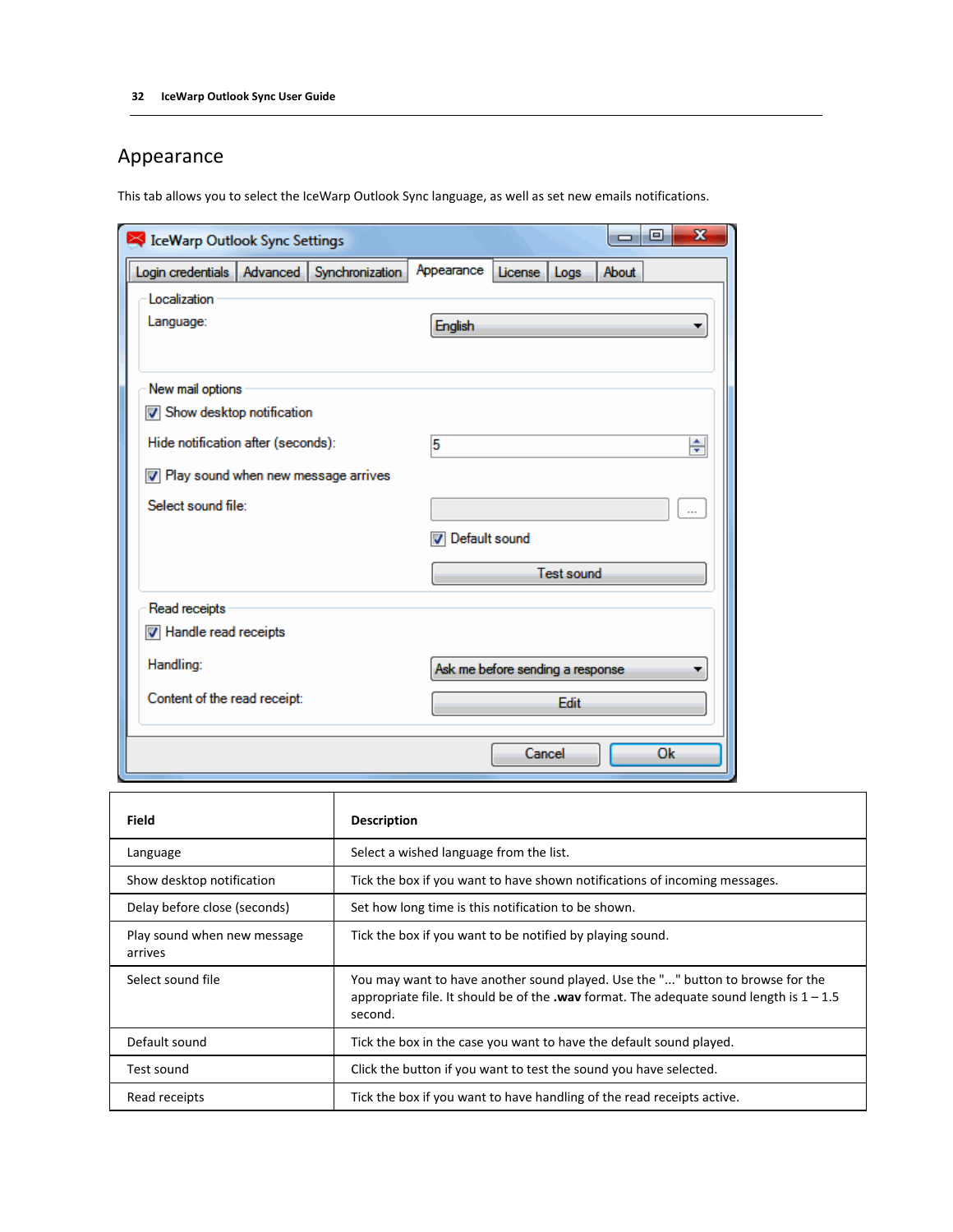## Appearance

This tab allows you to select the IceWarp Outlook Sync language, as well as set new emails notifications.

| Field | Description |
|---|---|
| Language | Select a wished language from the list. |
| Show desktop notification | Tick the box if you want to have shown notifications of incoming messages. |
| Delay before close (seconds) | Set how long time is this notification to be shown. |
| Play sound when new message arrives | Tick the box if you want to be notified by playing sound. |
| Select sound file | You may want to have another sound played. Use the "..." button to browse for the appropriate file. It should be of the **.wav** format. The adequate sound length is 1 – 1.5 second. |
| Default sound | Tick the box in the case you want to have the default sound played. |
| Test sound | Click the button if you want to test the sound you have selected. |
| Read receipts | Tick the box if you want to have handling of the read receipts active. |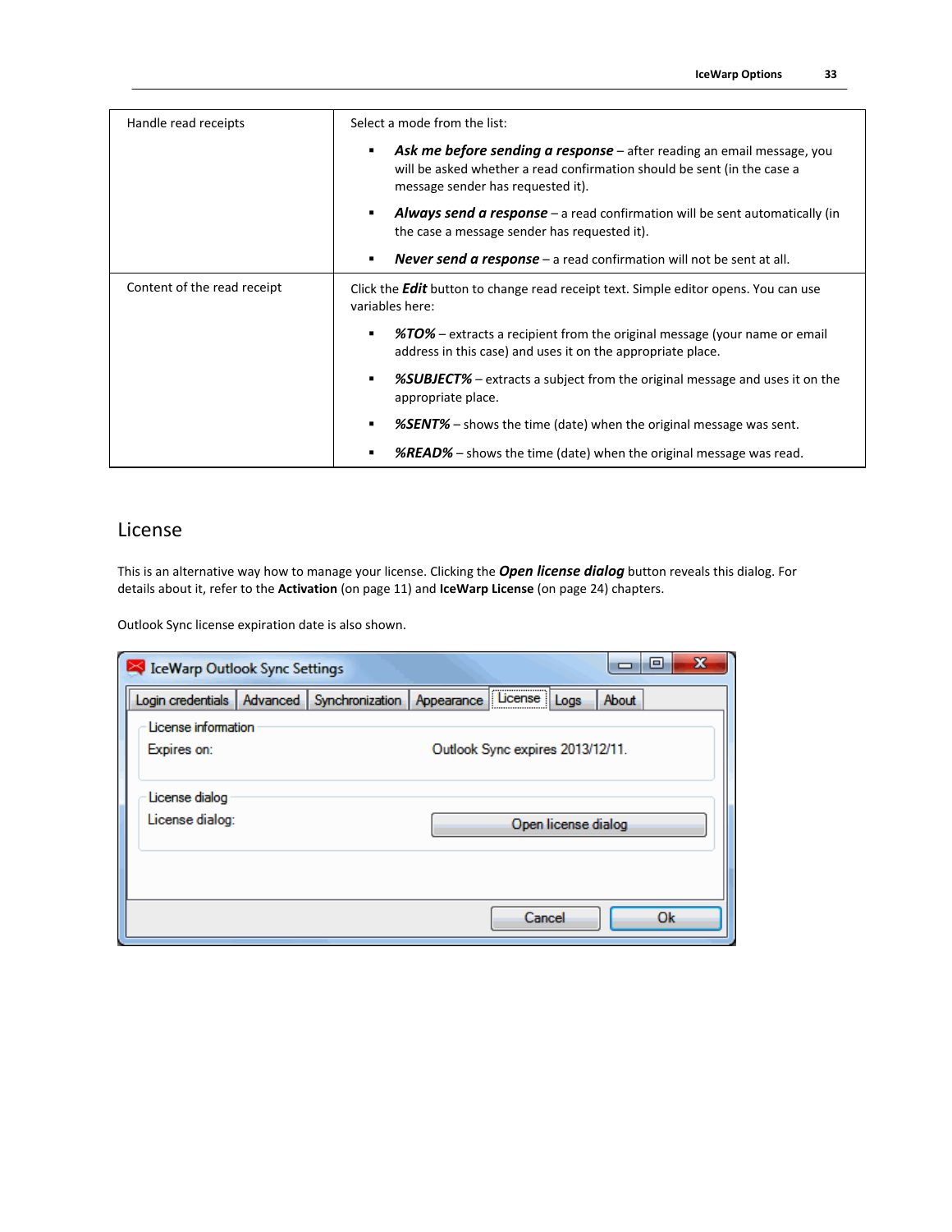| Handle read receipts | Select a mode from the list:<br><br>▪ ***Ask me before sending a response*** – after reading an email message, you will be asked whether a read confirmation should be sent (in the case a message sender has requested it).<br><br>▪ ***Always send a response*** – a read confirmation will be sent automatically (in the case a message sender has requested it).<br><br>▪ ***Never send a response*** – a read confirmation will not be sent at all. |
|---|---|
| Content of the read receipt | Click the ***Edit*** button to change read receipt text. Simple editor opens. You can use variables here:<br><br>▪ ***%TO%*** – extracts a recipient from the original message (your name or email address in this case) and uses it on the appropriate place.<br><br>▪ ***%SUBJECT%*** – extracts a subject from the original message and uses it on the appropriate place.<br><br>▪ ***%SENT%*** – shows the time (date) when the original message was sent.<br><br>▪ ***%READ%*** – shows the time (date) when the original message was read. |

## License

This is an alternative way how to manage your license. Clicking the ***Open license dialog*** button reveals this dialog. For details about it, refer to the **Activation** (on page 11) and **IceWarp License** (on page 24) chapters.

Outlook Sync license expiration date is also shown.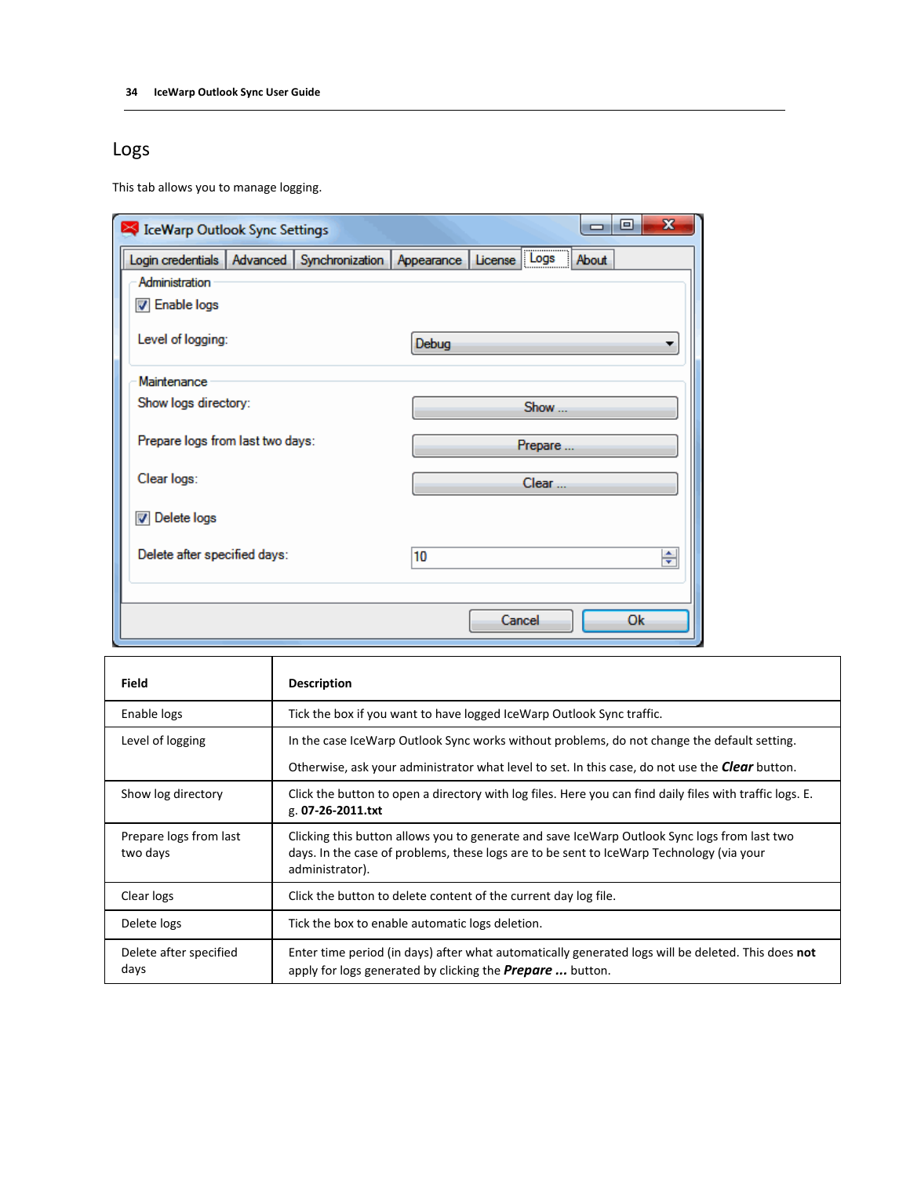## Logs

This tab allows you to manage logging.

| Field | Description |
|---|---|
| Enable logs | Tick the box if you want to have logged IceWarp Outlook Sync traffic. |
| Level of logging | In the case IceWarp Outlook Sync works without problems, do not change the default setting.<br><br>Otherwise, ask your administrator what level to set. In this case, do not use the ***Clear*** button. |
| Show log directory | Click the button to open a directory with log files. Here you can find daily files with traffic logs. E. g. **07-26-2011.txt** |
| Prepare logs from last two days | Clicking this button allows you to generate and save IceWarp Outlook Sync logs from last two days. In the case of problems, these logs are to be sent to IceWarp Technology (via your administrator). |
| Clear logs | Click the button to delete content of the current day log file. |
| Delete logs | Tick the box to enable automatic logs deletion. |
| Delete after specified days | Enter time period (in days) after what automatically generated logs will be deleted. This does **not** apply for logs generated by clicking the ***Prepare ...*** button. |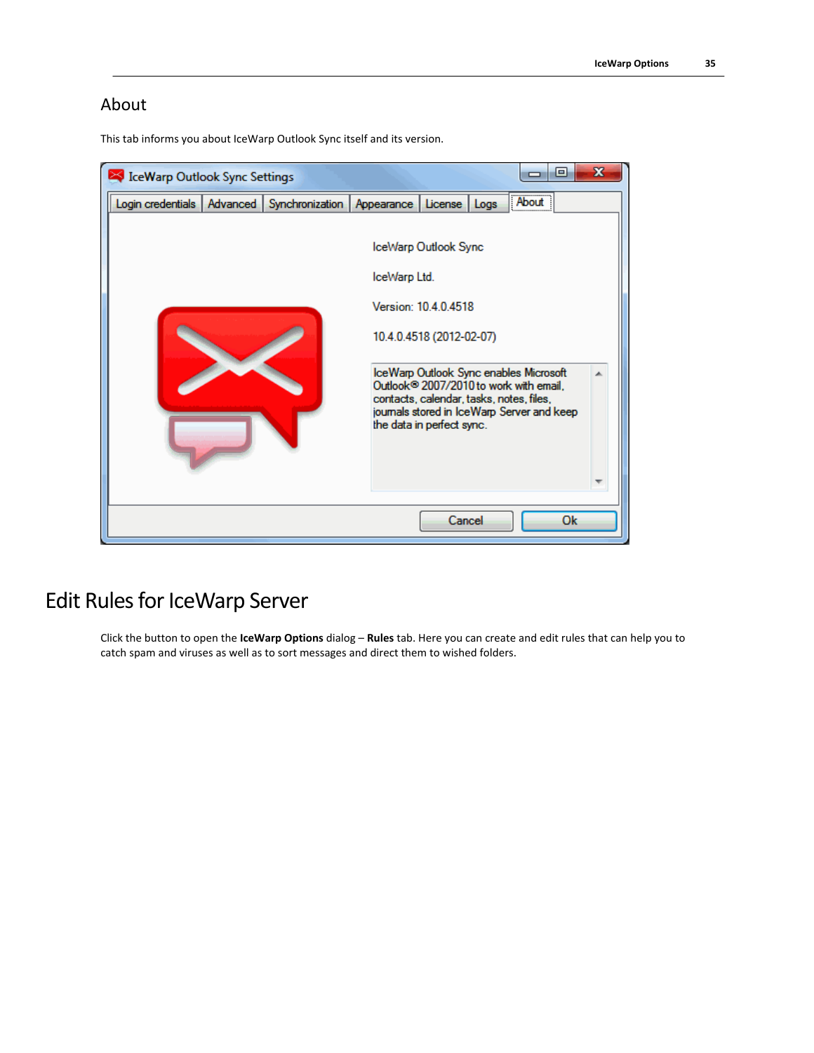## About

This tab informs you about IceWarp Outlook Sync itself and its version.

# Edit Rules for IceWarp Server

Click the button to open the **IceWarp Options** dialog – **Rules** tab. Here you can create and edit rules that can help you to catch spam and viruses as well as to sort messages and direct them to wished folders.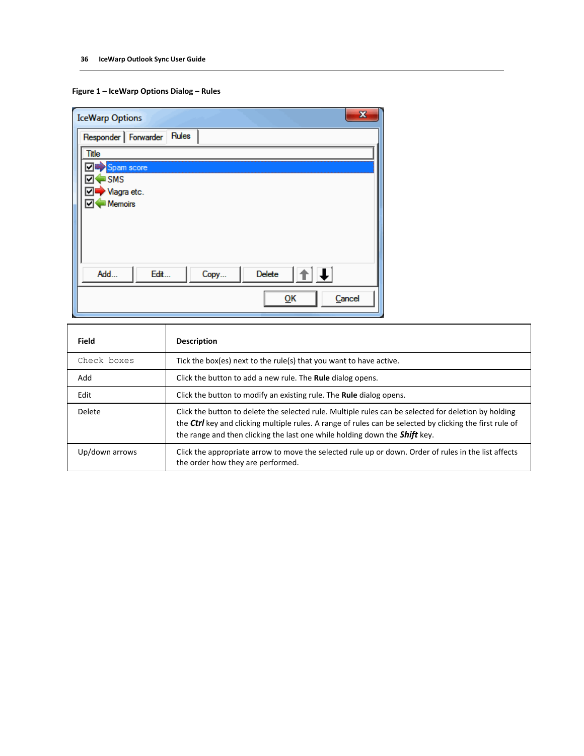**Figure 1 – IceWarp Options Dialog – Rules**

| Field | Description |
|---|---|
| Check boxes | Tick the box(es) next to the rule(s) that you want to have active. |
| Add | Click the button to add a new rule. The **Rule** dialog opens. |
| Edit | Click the button to modify an existing rule. The **Rule** dialog opens. |
| Delete | Click the button to delete the selected rule. Multiple rules can be selected for deletion by holding the ***Ctrl*** key and clicking multiple rules. A range of rules can be selected by clicking the first rule of the range and then clicking the last one while holding down the ***Shift*** key. |
| Up/down arrows | Click the appropriate arrow to move the selected rule up or down. Order of rules in the list affects the order how they are performed. |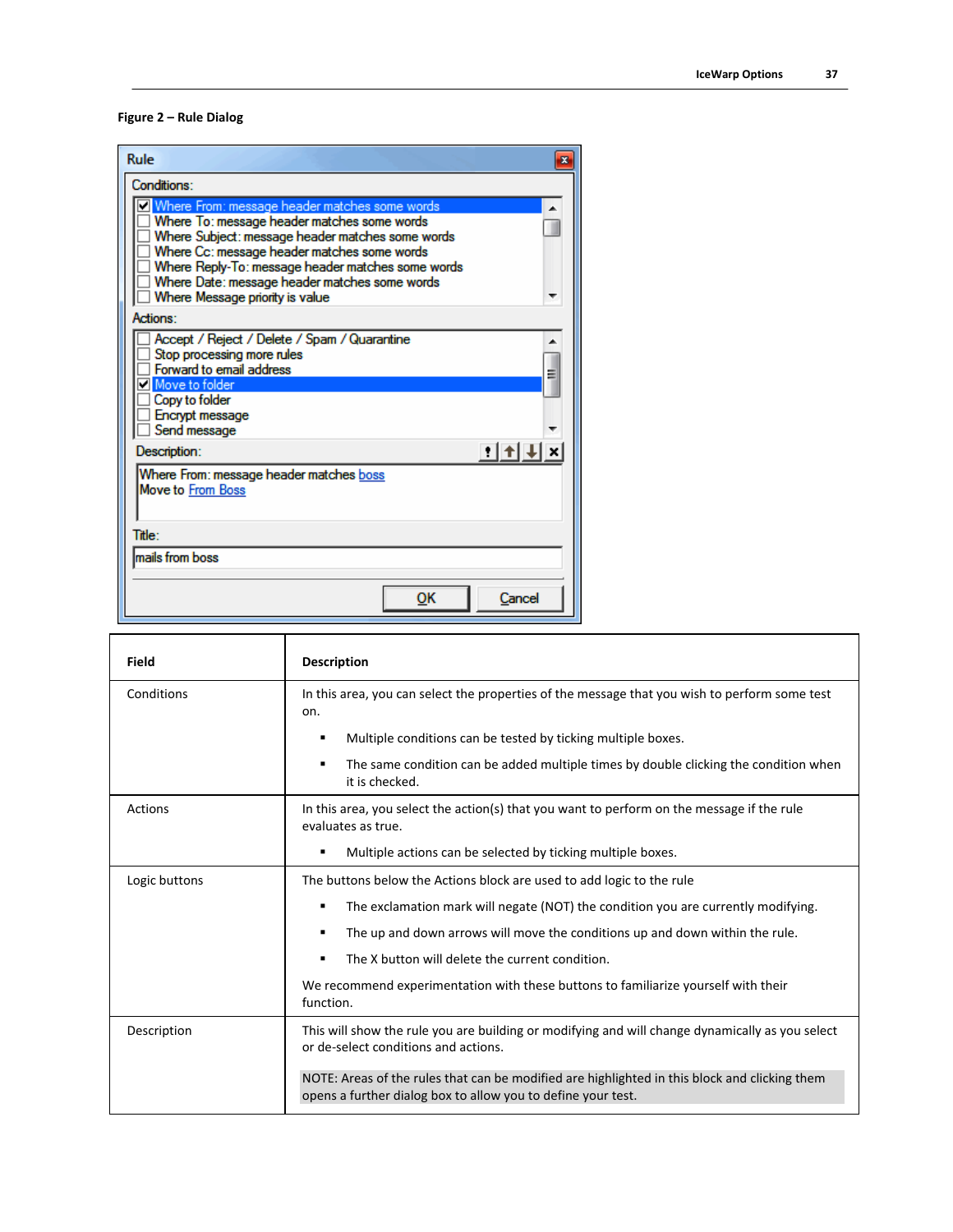**Figure 2 – Rule Dialog**

| Field | Description |
|---|---|
| Conditions | In this area, you can select the properties of the message that you wish to perform some test on.<br><br>▪ Multiple conditions can be tested by ticking multiple boxes.<br>▪ The same condition can be added multiple times by double clicking the condition when it is checked. |
| Actions | In this area, you select the action(s) that you want to perform on the message if the rule evaluates as true.<br><br>▪ Multiple actions can be selected by ticking multiple boxes. |
| Logic buttons | The buttons below the Actions block are used to add logic to the rule<br><br>▪ The exclamation mark will negate (NOT) the condition you are currently modifying.<br>▪ The up and down arrows will move the conditions up and down within the rule.<br>▪ The X button will delete the current condition.<br><br>We recommend experimentation with these buttons to familiarize yourself with their function. |
| Description | This will show the rule you are building or modifying and will change dynamically as you select or de-select conditions and actions.<br><br>NOTE: Areas of the rules that can be modified are highlighted in this block and clicking them opens a further dialog box to allow you to define your test. |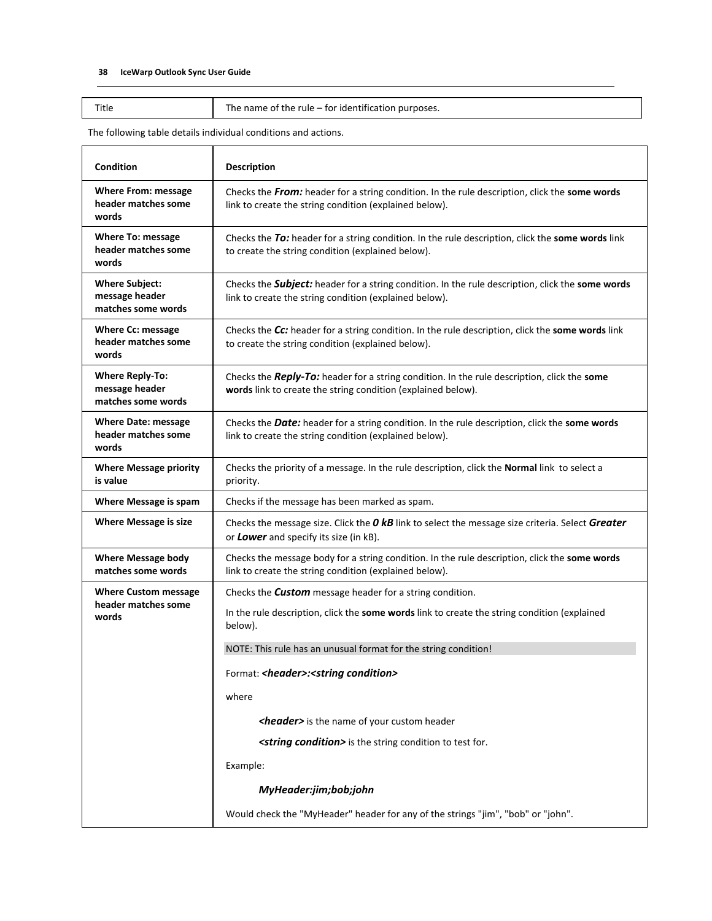| Title | The name of the rule – for identification purposes. |
| --- | --- |

The following table details individual conditions and actions.

| Condition | Description |
| --- | --- |
| **Where From: message header matches some words** | Checks the ***From:*** header for a string condition. In the rule description, click the **some words** link to create the string condition (explained below). |
| **Where To: message header matches some words** | Checks the ***To:*** header for a string condition. In the rule description, click the **some words** link to create the string condition (explained below). |
| **Where Subject: message header matches some words** | Checks the ***Subject:*** header for a string condition. In the rule description, click the **some words** link to create the string condition (explained below). |
| **Where Cc: message header matches some words** | Checks the ***Cc:*** header for a string condition. In the rule description, click the **some words** link to create the string condition (explained below). |
| **Where Reply-To: message header matches some words** | Checks the ***Reply-To:*** header for a string condition. In the rule description, click the **some words** link to create the string condition (explained below). |
| **Where Date: message header matches some words** | Checks the ***Date:*** header for a string condition. In the rule description, click the **some words** link to create the string condition (explained below). |
| **Where Message priority is value** | Checks the priority of a message. In the rule description, click the **Normal** link to select a priority. |
| **Where Message is spam** | Checks if the message has been marked as spam. |
| **Where Message is size** | Checks the message size. Click the ***0 kB*** link to select the message size criteria. Select ***Greater*** or ***Lower*** and specify its size (in kB). |
| **Where Message body matches some words** | Checks the message body for a string condition. In the rule description, click the **some words** link to create the string condition (explained below). |
| **Where Custom message header matches some words** | Checks the ***Custom*** message header for a string condition.<br><br>In the rule description, click the **some words** link to create the string condition (explained below).<br><br>NOTE: This rule has an unusual format for the string condition!<br><br>Format: ***<header>:<string condition>***<br><br>where<br><br>***<header>*** is the name of your custom header<br><br>***<string condition>*** is the string condition to test for.<br><br>Example:<br><br>***MyHeader:jim;bob;john***<br><br>Would check the "MyHeader" header for any of the strings "jim", "bob" or "john". |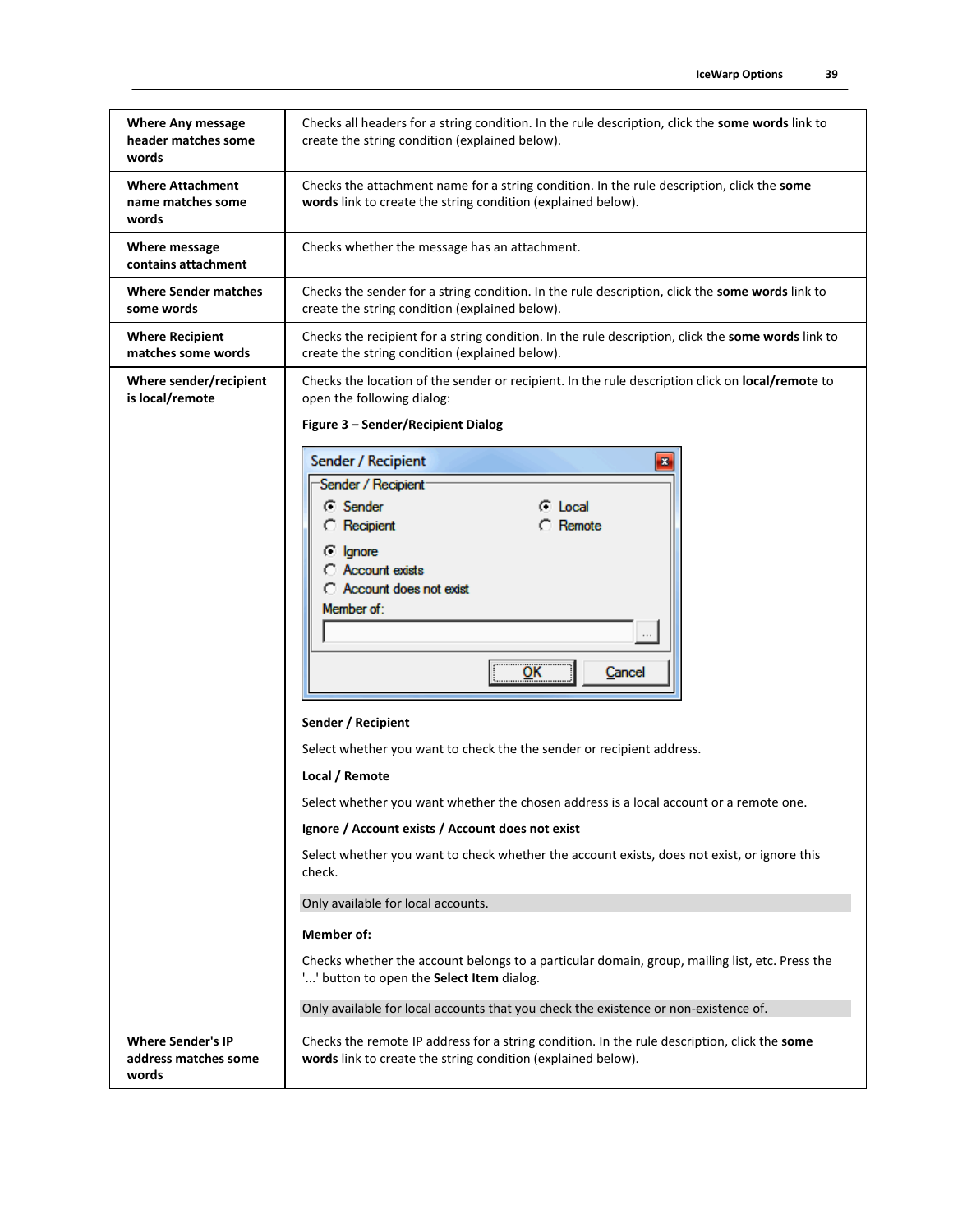| | |
|---|---|
| **Where Any message header matches some words** | Checks all headers for a string condition. In the rule description, click the **some words** link to create the string condition (explained below). |
| **Where Attachment name matches some words** | Checks the attachment name for a string condition. In the rule description, click the **some words** link to create the string condition (explained below). |
| **Where message contains attachment** | Checks whether the message has an attachment. |
| **Where Sender matches some words** | Checks the sender for a string condition. In the rule description, click the **some words** link to create the string condition (explained below). |
| **Where Recipient matches some words** | Checks the recipient for a string condition. In the rule description, click the **some words** link to create the string condition (explained below). |
| **Where sender/recipient is local/remote** | Checks the location of the sender or recipient. In the rule description click on **local/remote** to open the following dialog: <br><br> **Figure 3 – Sender/Recipient Dialog** <br><br> **Sender / Recipient** <br><br> Select whether you want to check the the sender or recipient address. <br><br> **Local / Remote** <br><br> Select whether you want whether the chosen address is a local account or a remote one. <br><br> **Ignore / Account exists / Account does not exist** <br><br> Select whether you want to check whether the account exists, does not exist, or ignore this check. <br><br> Only available for local accounts. <br><br> **Member of:** <br><br> Checks whether the account belongs to a particular domain, group, mailing list, etc. Press the '...' button to open the **Select Item** dialog. <br><br> Only available for local accounts that you check the existence or non-existence of. |
| **Where Sender's IP address matches some words** | Checks the remote IP address for a string condition. In the rule description, click the **some words** link to create the string condition (explained below). |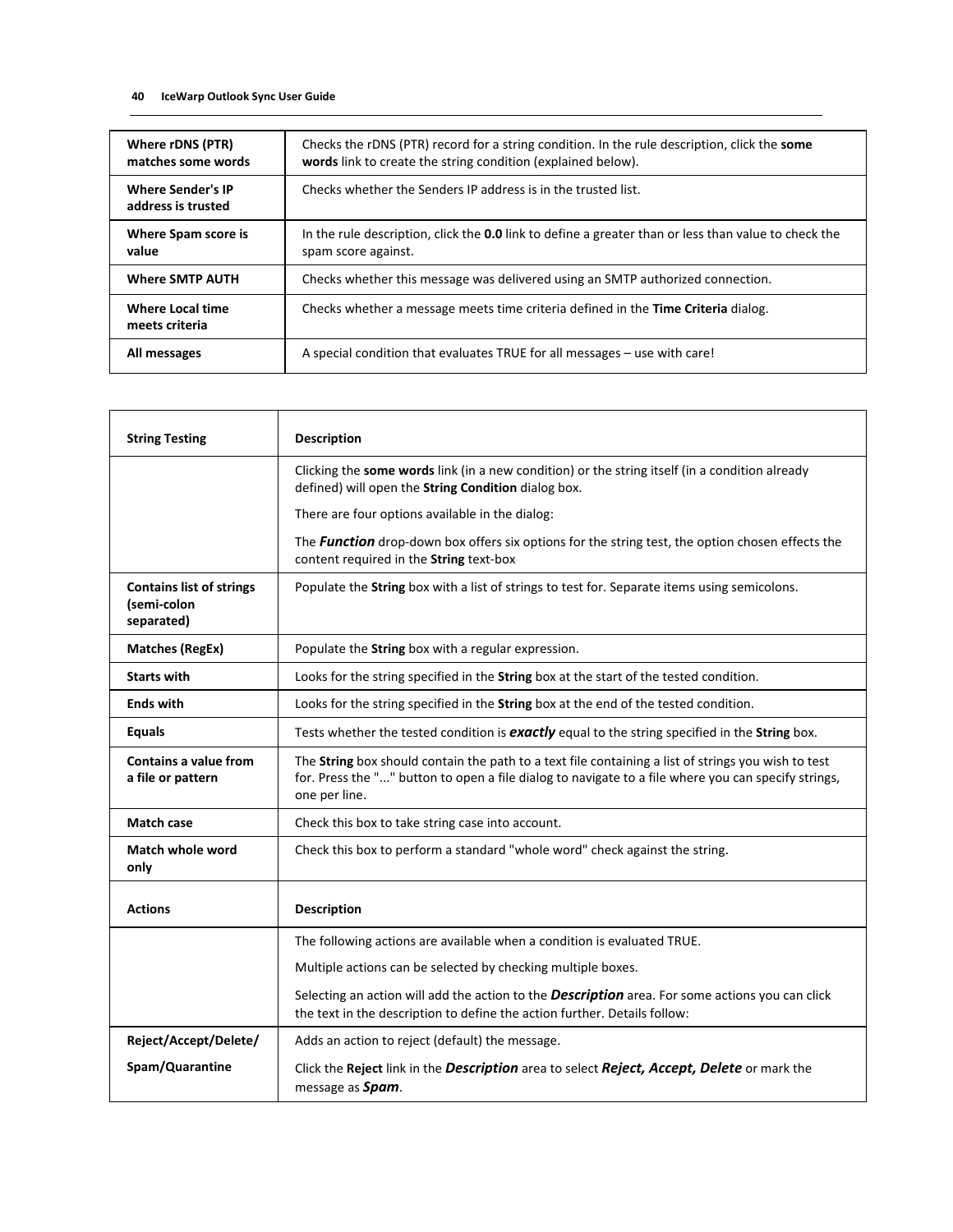| | |
|---|---|
| **Where rDNS (PTR) matches some words** | Checks the rDNS (PTR) record for a string condition. In the rule description, click the **some words** link to create the string condition (explained below). |
| **Where Sender's IP address is trusted** | Checks whether the Senders IP address is in the trusted list. |
| **Where Spam score is value** | In the rule description, click the **0.0** link to define a greater than or less than value to check the spam score against. |
| **Where SMTP AUTH** | Checks whether this message was delivered using an SMTP authorized connection. |
| **Where Local time meets criteria** | Checks whether a message meets time criteria defined in the **Time Criteria** dialog. |
| **All messages** | A special condition that evaluates TRUE for all messages – use with care! |

| **String Testing** | **Description** |
|---|---|
| | Clicking the **some words** link (in a new condition) or the string itself (in a condition already defined) will open the **String Condition** dialog box.<br><br>There are four options available in the dialog:<br><br>The ***Function*** drop-down box offers six options for the string test, the option chosen effects the content required in the **String** text-box |
| **Contains list of strings (semi-colon separated)** | Populate the **String** box with a list of strings to test for. Separate items using semicolons. |
| **Matches (RegEx)** | Populate the **String** box with a regular expression. |
| **Starts with** | Looks for the string specified in the **String** box at the start of the tested condition. |
| **Ends with** | Looks for the string specified in the **String** box at the end of the tested condition. |
| **Equals** | Tests whether the tested condition is ***exactly*** equal to the string specified in the **String** box. |
| **Contains a value from a file or pattern** | The **String** box should contain the path to a text file containing a list of strings you wish to test for. Press the "..." button to open a file dialog to navigate to a file where you can specify strings, one per line. |
| **Match case** | Check this box to take string case into account. |
| **Match whole word only** | Check this box to perform a standard "whole word" check against the string. |

| **Actions** | **Description** |
|---|---|
| | The following actions are available when a condition is evaluated TRUE.<br><br>Multiple actions can be selected by checking multiple boxes.<br><br>Selecting an action will add the action to the ***Description*** area. For some actions you can click the text in the description to define the action further. Details follow: |
| **Reject/Accept/Delete/ Spam/Quarantine** | Adds an action to reject (default) the message.<br><br>Click the **Reject** link in the ***Description*** area to select ***Reject, Accept, Delete*** or mark the message as ***Spam***. |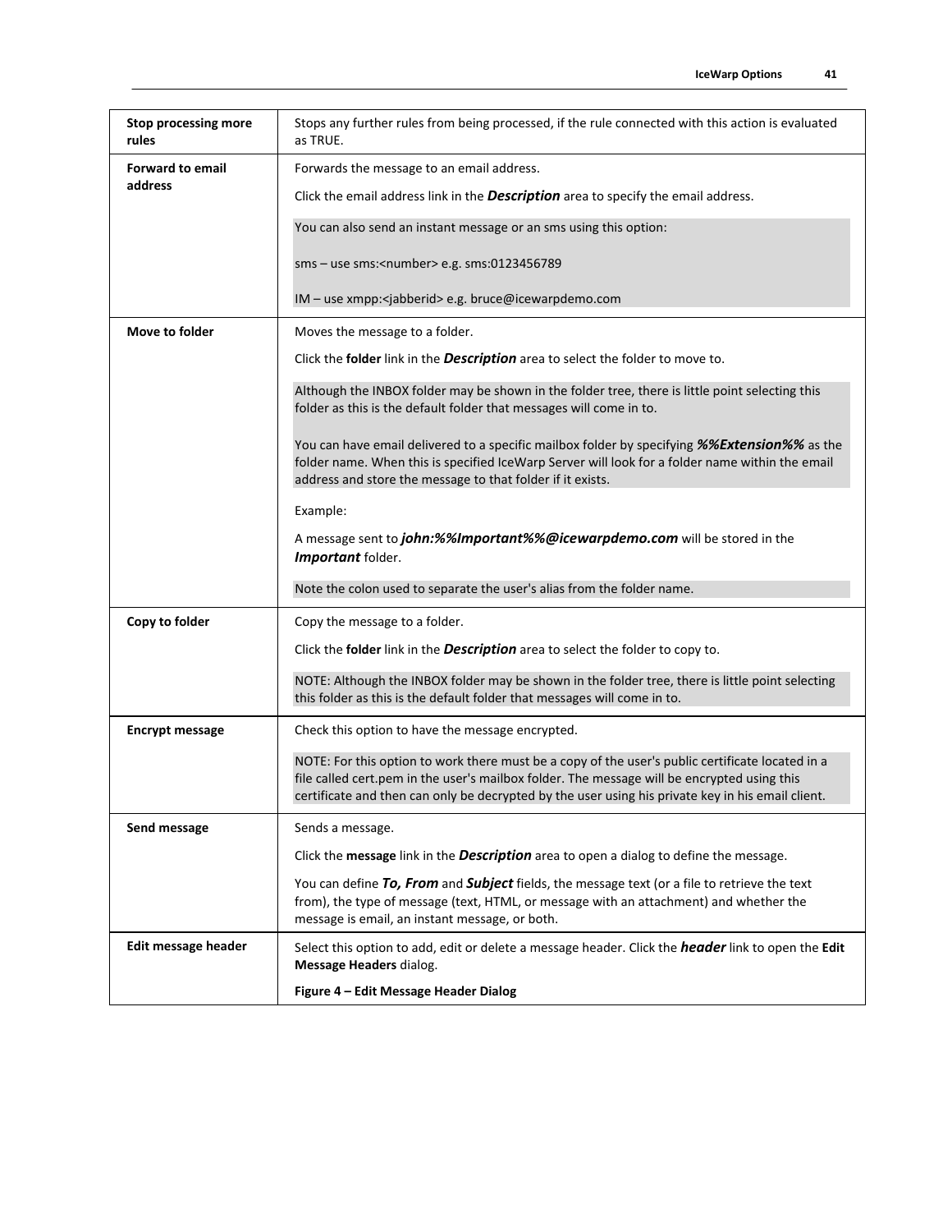| | |
|---|---|
| **Stop processing more rules** | Stops any further rules from being processed, if the rule connected with this action is evaluated as TRUE. |
| **Forward to email address** | Forwards the message to an email address.<br><br>Click the email address link in the ***Description*** area to specify the email address.<br><br>You can also send an instant message or an sms using this option:<br><br>sms – use sms:<number> e.g. sms:0123456789<br><br>IM – use xmpp:<jabberid> e.g. bruce@icewarpdemo.com |
| **Move to folder** | Moves the message to a folder.<br><br>Click the **folder** link in the ***Description*** area to select the folder to move to.<br><br>Although the INBOX folder may be shown in the folder tree, there is little point selecting this folder as this is the default folder that messages will come in to.<br><br>You can have email delivered to a specific mailbox folder by specifying ***%%Extension%%*** as the folder name. When this is specified IceWarp Server will look for a folder name within the email address and store the message to that folder if it exists.<br><br>Example:<br><br>A message sent to ***john:%%Important%%@icewarpdemo.com*** will be stored in the ***Important*** folder.<br><br>Note the colon used to separate the user's alias from the folder name. |
| **Copy to folder** | Copy the message to a folder.<br><br>Click the **folder** link in the ***Description*** area to select the folder to copy to.<br><br>NOTE: Although the INBOX folder may be shown in the folder tree, there is little point selecting this folder as this is the default folder that messages will come in to. |
| **Encrypt message** | Check this option to have the message encrypted.<br><br>NOTE: For this option to work there must be a copy of the user's public certificate located in a file called cert.pem in the user's mailbox folder. The message will be encrypted using this certificate and then can only be decrypted by the user using his private key in his email client. |
| **Send message** | Sends a message.<br><br>Click the **message** link in the ***Description*** area to open a dialog to define the message.<br><br>You can define ***To, From*** and ***Subject*** fields, the message text (or a file to retrieve the text from), the type of message (text, HTML, or message with an attachment) and whether the message is email, an instant message, or both. |
| **Edit message header** | Select this option to add, edit or delete a message header. Click the ***header*** link to open the **Edit Message Headers** dialog.<br><br>**Figure 4 – Edit Message Header Dialog** |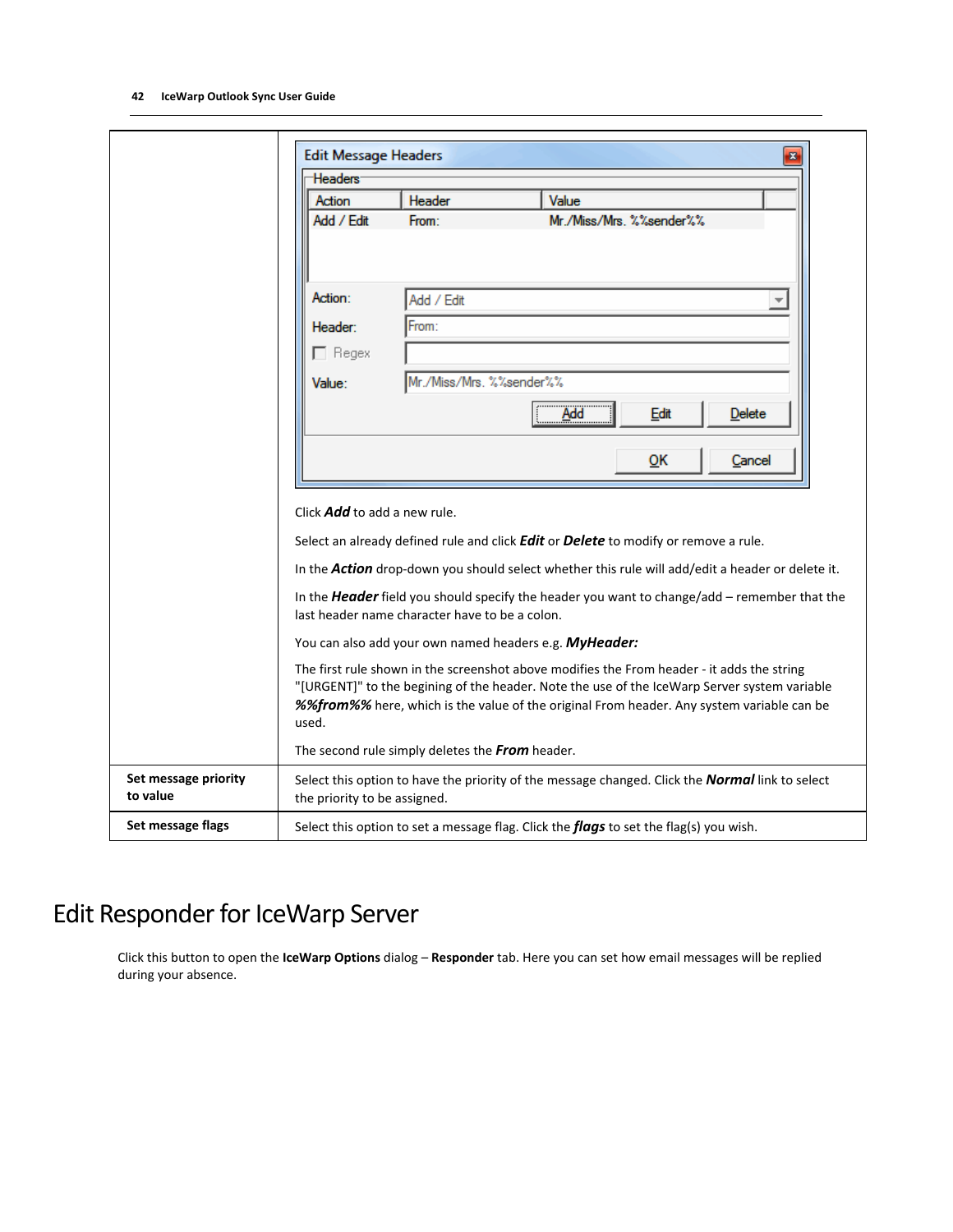| | |
|---|---|
| | Click ***Add*** to add a new rule.<br><br>Select an already defined rule and click ***Edit*** or ***Delete*** to modify or remove a rule.<br><br>In the ***Action*** drop-down you should select whether this rule will add/edit a header or delete it.<br><br>In the ***Header*** field you should specify the header you want to change/add – remember that the last header name character have to be a colon.<br><br>You can also add your own named headers e.g. ***MyHeader:***<br><br>The first rule shown in the screenshot above modifies the From header - it adds the string "[URGENT]" to the begining of the header. Note the use of the IceWarp Server system variable ***%%from%%*** here, which is the value of the original From header. Any system variable can be used.<br><br>The second rule simply deletes the ***From*** header. |
| **Set message priority to value** | Select this option to have the priority of the message changed. Click the ***Normal*** link to select the priority to be assigned. |
| **Set message flags** | Select this option to set a message flag. Click the ***flags*** to set the flag(s) you wish. |

# Edit Responder for IceWarp Server

Click this button to open the **IceWarp Options** dialog – **Responder** tab. Here you can set how email messages will be replied during your absence.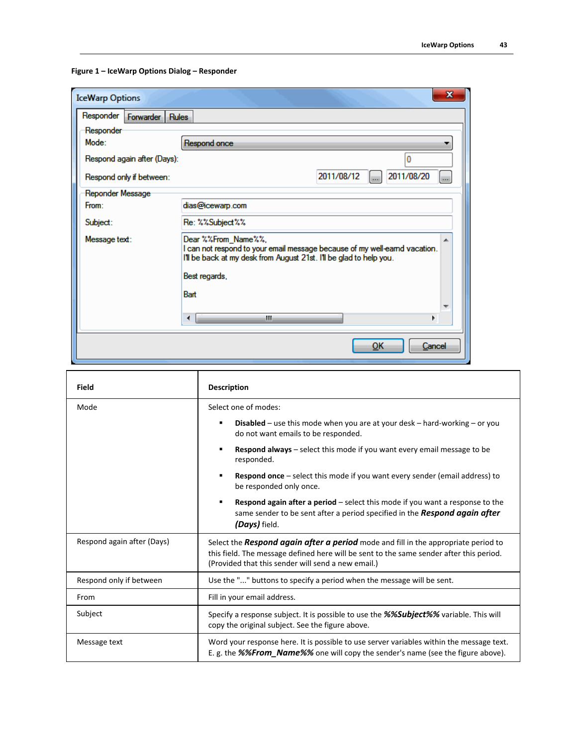**Figure 1 – IceWarp Options Dialog – Responder**

| Field | Description |
|---|---|
| Mode | Select one of modes:<br>▪ **Disabled** – use this mode when you are at your desk – hard-working – or you do not want emails to be responded.<br>▪ **Respond always** – select this mode if you want every email message to be responded.<br>▪ **Respond once** – select this mode if you want every sender (email address) to be responded only once.<br>▪ **Respond again after a period** – select this mode if you want a response to the same sender to be sent after a period specified in the ***Respond again after (Days)*** field. |
| Respond again after (Days) | Select the ***Respond again after a period*** mode and fill in the appropriate period to this field. The message defined here will be sent to the same sender after this period. (Provided that this sender will send a new email.) |
| Respond only if between | Use the "..." buttons to specify a period when the message will be sent. |
| From | Fill in your email address. |
| Subject | Specify a response subject. It is possible to use the ***%%Subject%%*** variable. This will copy the original subject. See the figure above. |
| Message text | Word your response here. It is possible to use server variables within the message text. E. g. the ***%%From_Name%%*** one will copy the sender's name (see the figure above). |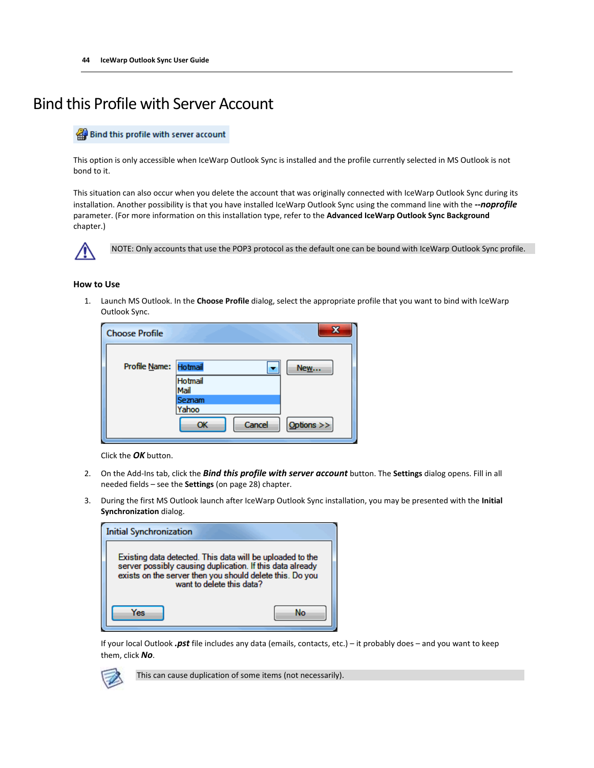# Bind this Profile with Server Account

Bind this profile with server account

This option is only accessible when IceWarp Outlook Sync is installed and the profile currently selected in MS Outlook is not bond to it.

This situation can also occur when you delete the account that was originally connected with IceWarp Outlook Sync during its installation. Another possibility is that you have installed IceWarp Outlook Sync using the command line with the ***--noprofile*** parameter. (For more information on this installation type, refer to the **Advanced IceWarp Outlook Sync Background** chapter.)

NOTE: Only accounts that use the POP3 protocol as the default one can be bound with IceWarp Outlook Sync profile.

### How to Use

1. Launch MS Outlook. In the **Choose Profile** dialog, select the appropriate profile that you want to bind with IceWarp Outlook Sync.

   Click the ***OK*** button.

2. On the Add-Ins tab, click the ***Bind this profile with server account*** button. The **Settings** dialog opens. Fill in all needed fields – see the **Settings** (on page 28) chapter.

3. During the first MS Outlook launch after IceWarp Outlook Sync installation, you may be presented with the **Initial Synchronization** dialog.

   If your local Outlook ***.pst*** file includes any data (emails, contacts, etc.) – it probably does – and you want to keep them, click ***No***.

   This can cause duplication of some items (not necessarily).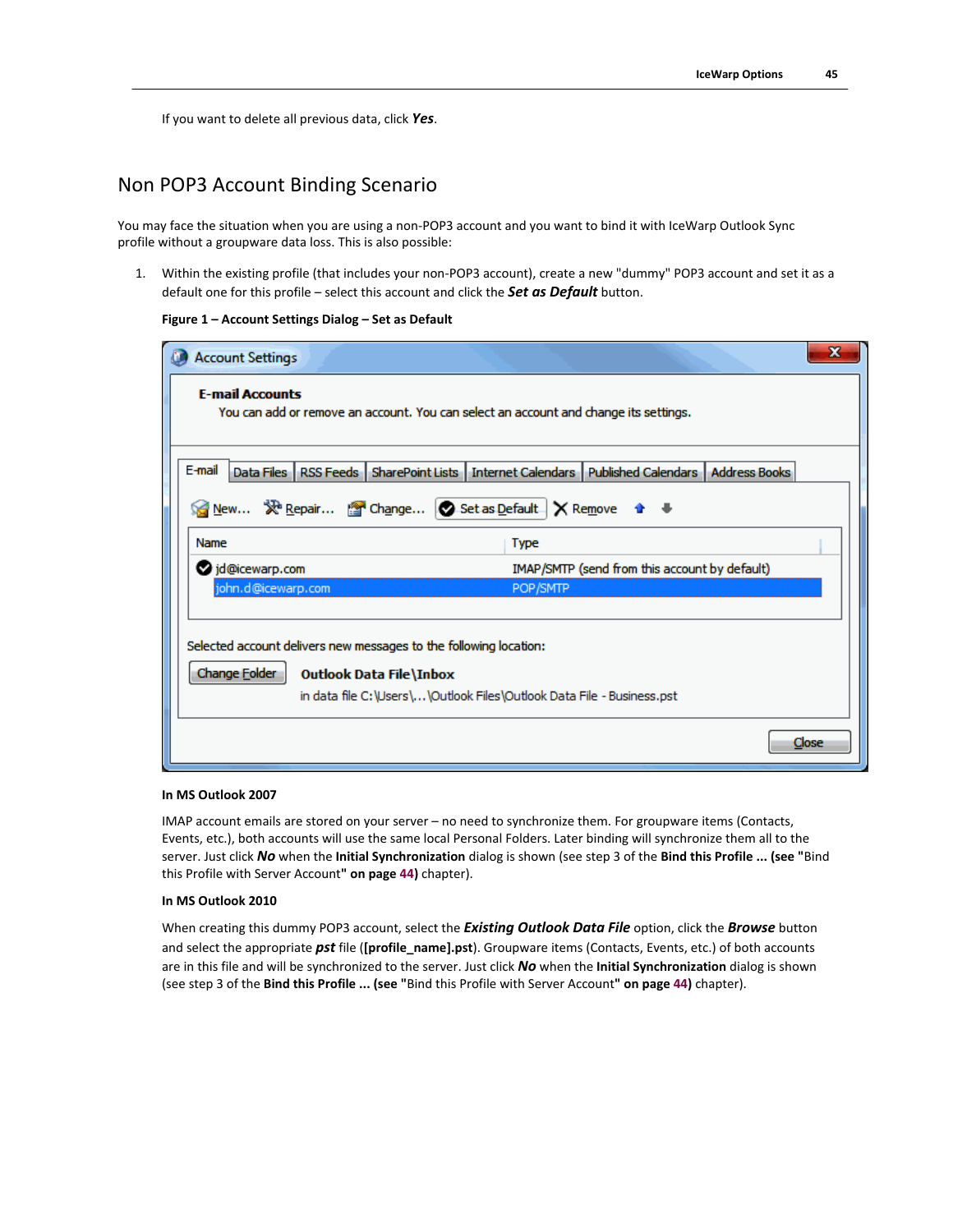If you want to delete all previous data, click ***Yes***.

## Non POP3 Account Binding Scenario

You may face the situation when you are using a non-POP3 account and you want to bind it with IceWarp Outlook Sync profile without a groupware data loss. This is also possible:

1. Within the existing profile (that includes your non-POP3 account), create a new "dummy" POP3 account and set it as a default one for this profile – select this account and click the ***Set as Default*** button.

   **Figure 1 – Account Settings Dialog – Set as Default**

   **In MS Outlook 2007**

   IMAP account emails are stored on your server – no need to synchronize them. For groupware items (Contacts, Events, etc.), both accounts will use the same local Personal Folders. Later binding will synchronize them all to the server. Just click ***No*** when the **Initial Synchronization** dialog is shown (see step 3 of the **Bind this Profile ... (see "**Bind this Profile with Server Account**" on page 44)** chapter).

   **In MS Outlook 2010**

   When creating this dummy POP3 account, select the ***Existing Outlook Data File*** option, click the ***Browse*** button and select the appropriate ***pst*** file (**[profile_name].pst**). Groupware items (Contacts, Events, etc.) of both accounts are in this file and will be synchronized to the server. Just click ***No*** when the **Initial Synchronization** dialog is shown (see step 3 of the **Bind this Profile ... (see "**Bind this Profile with Server Account**" on page 44)** chapter).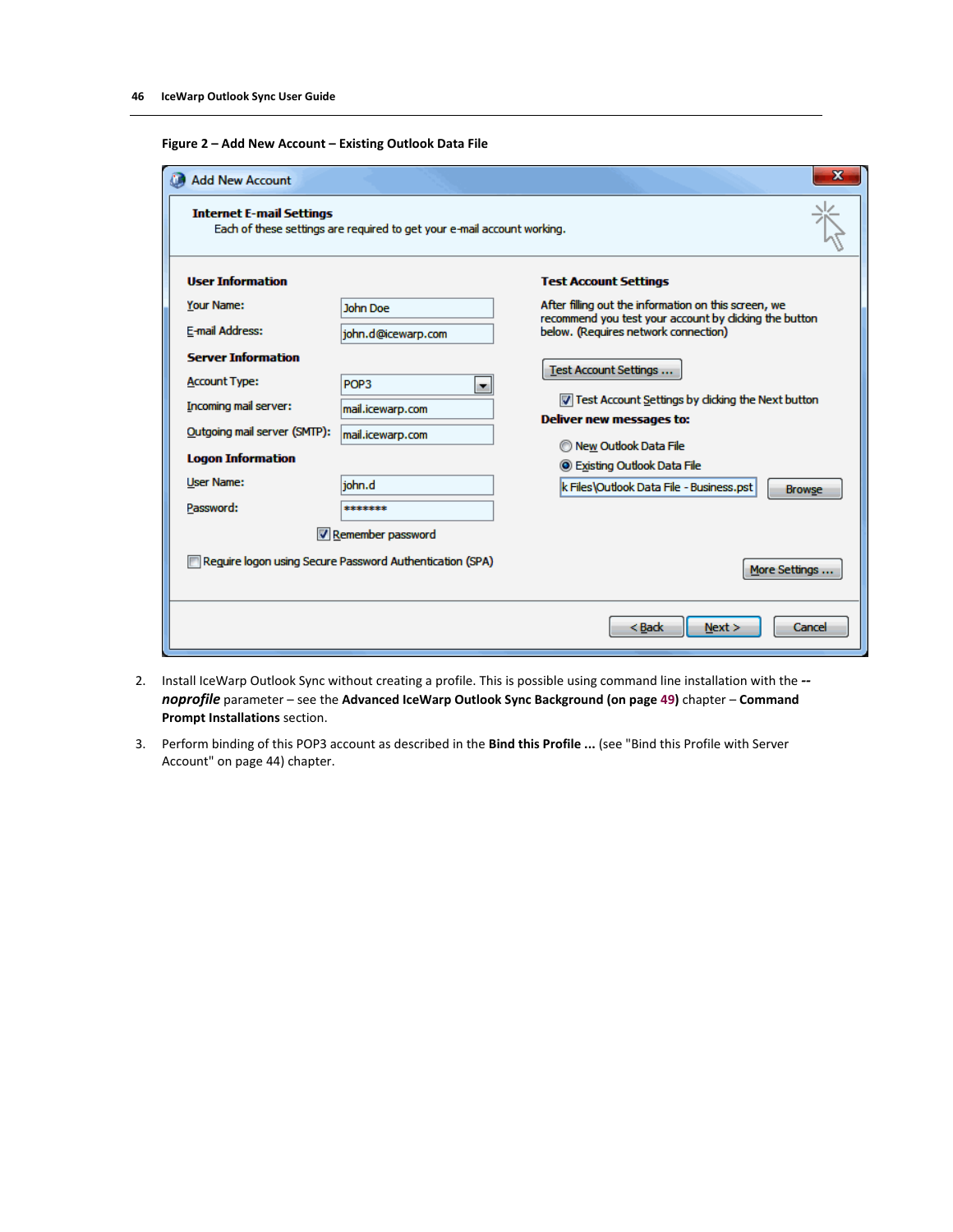**Figure 2 – Add New Account – Existing Outlook Data File**

2. Install IceWarp Outlook Sync without creating a profile. This is possible using command line installation with the ***--noprofile*** parameter – see the **Advanced IceWarp Outlook Sync Background (on page 49)** chapter – **Command Prompt Installations** section.

3. Perform binding of this POP3 account as described in the **Bind this Profile ...** (see "Bind this Profile with Server Account" on page 44) chapter.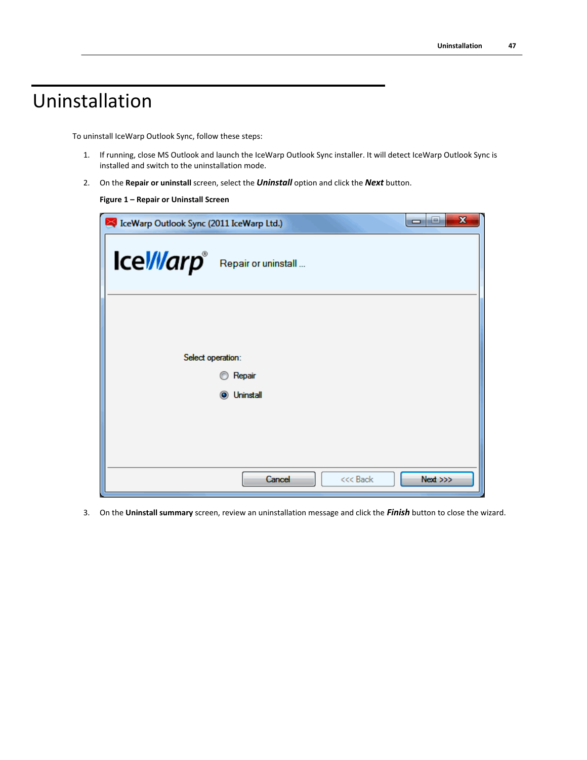# Uninstallation

To uninstall IceWarp Outlook Sync, follow these steps:

1. If running, close MS Outlook and launch the IceWarp Outlook Sync installer. It will detect IceWarp Outlook Sync is installed and switch to the uninstallation mode.
2. On the **Repair or uninstall** screen, select the ***Uninstall*** option and click the ***Next*** button.

   **Figure 1 – Repair or Uninstall Screen**

3. On the **Uninstall summary** screen, review an uninstallation message and click the ***Finish*** button to close the wizard.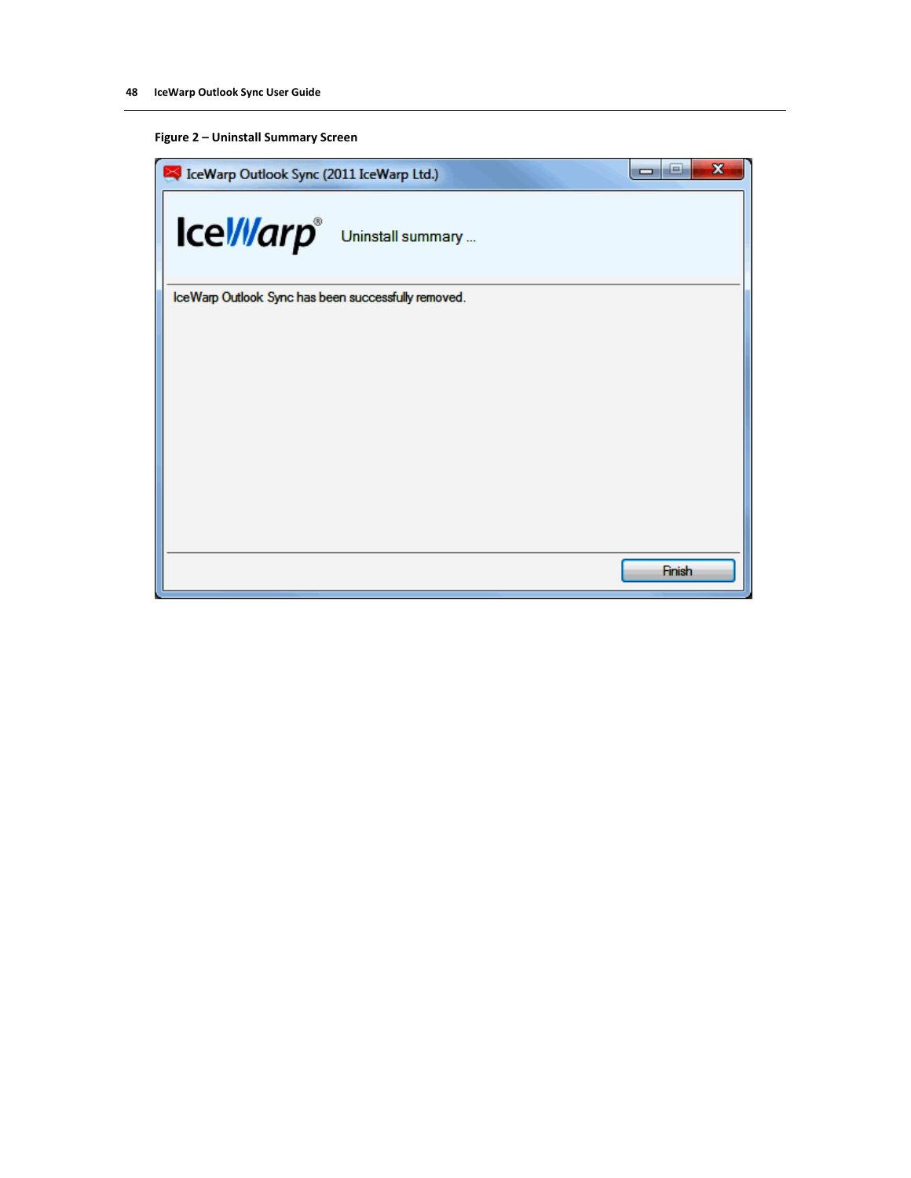**Figure 2 – Uninstall Summary Screen**

IceWarp Outlook Sync (2011 IceWarp Ltd.)

Uninstall summary ...

IceWarp Outlook Sync has been successfully removed.

Finish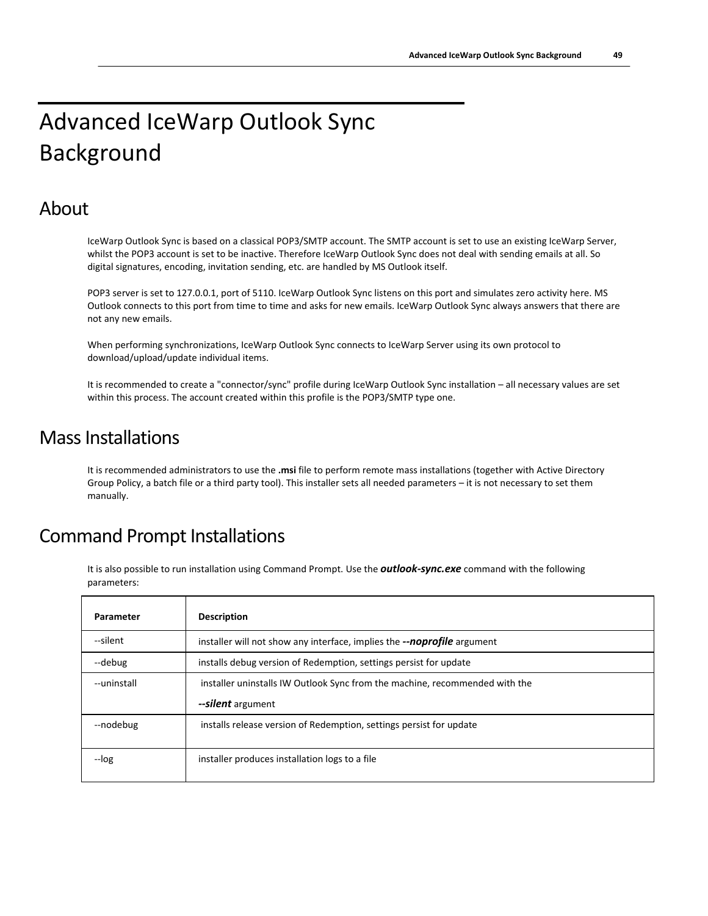# Advanced IceWarp Outlook Sync Background

## About

IceWarp Outlook Sync is based on a classical POP3/SMTP account. The SMTP account is set to use an existing IceWarp Server, whilst the POP3 account is set to be inactive. Therefore IceWarp Outlook Sync does not deal with sending emails at all. So digital signatures, encoding, invitation sending, etc. are handled by MS Outlook itself.

POP3 server is set to 127.0.0.1, port of 5110. IceWarp Outlook Sync listens on this port and simulates zero activity here. MS Outlook connects to this port from time to time and asks for new emails. IceWarp Outlook Sync always answers that there are not any new emails.

When performing synchronizations, IceWarp Outlook Sync connects to IceWarp Server using its own protocol to download/upload/update individual items.

It is recommended to create a "connector/sync" profile during IceWarp Outlook Sync installation – all necessary values are set within this process. The account created within this profile is the POP3/SMTP type one.

## Mass Installations

It is recommended administrators to use the **.msi** file to perform remote mass installations (together with Active Directory Group Policy, a batch file or a third party tool). This installer sets all needed parameters – it is not necessary to set them manually.

## Command Prompt Installations

It is also possible to run installation using Command Prompt. Use the ***outlook-sync.exe*** command with the following parameters:

| Parameter | Description |
|---|---|
| --silent | installer will not show any interface, implies the ***--noprofile*** argument |
| --debug | installs debug version of Redemption, settings persist for update |
| --uninstall | installer uninstalls IW Outlook Sync from the machine, recommended with the ***--silent*** argument |
| --nodebug | installs release version of Redemption, settings persist for update |
| --log | installer produces installation logs to a file |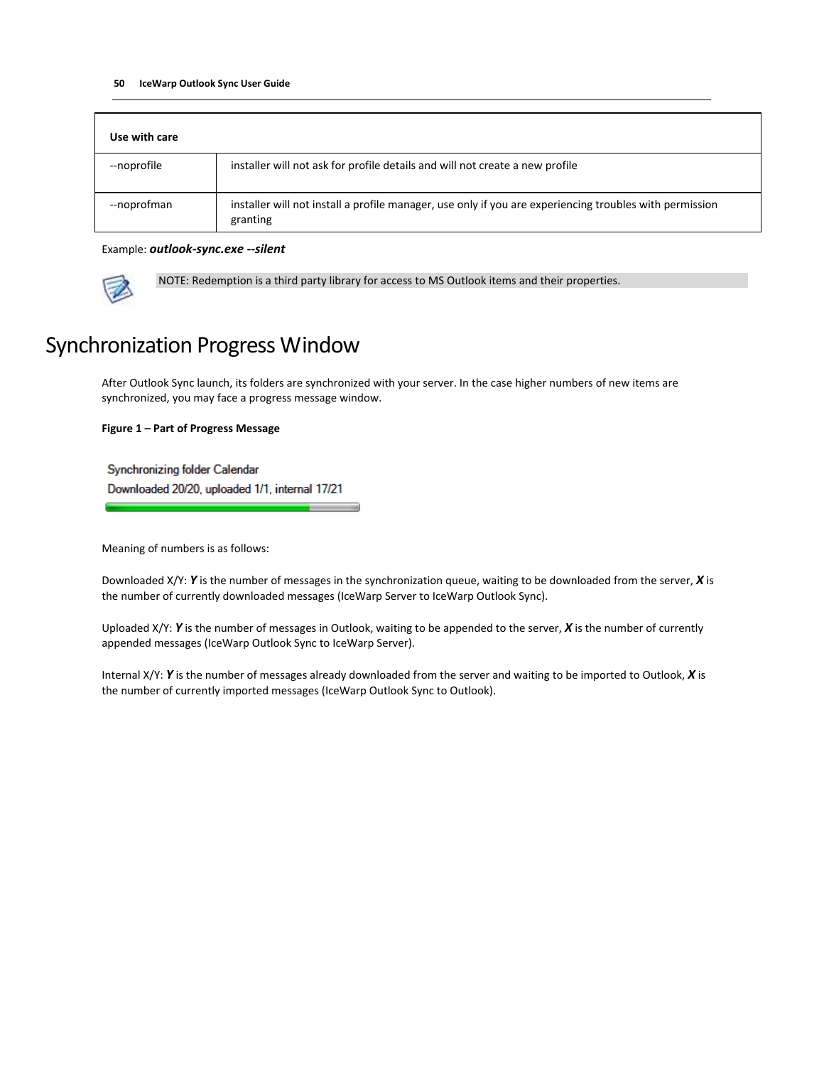| Use with care | |
|---|---|
| --noprofile | installer will not ask for profile details and will not create a new profile |
| --noprofman | installer will not install a profile manager, use only if you are experiencing troubles with permission granting |

Example: ***outlook-sync.exe --silent***

NOTE: Redemption is a third party library for access to MS Outlook items and their properties.

# Synchronization Progress Window

After Outlook Sync launch, its folders are synchronized with your server. In the case higher numbers of new items are synchronized, you may face a progress message window.

**Figure 1 – Part of Progress Message**

Synchronizing folder Calendar

Downloaded 20/20, uploaded 1/1, internal 17/21

Meaning of numbers is as follows:

Downloaded X/Y: ***Y*** is the number of messages in the synchronization queue, waiting to be downloaded from the server, ***X*** is the number of currently downloaded messages (IceWarp Server to IceWarp Outlook Sync).

Uploaded X/Y: ***Y*** is the number of messages in Outlook, waiting to be appended to the server, ***X*** is the number of currently appended messages (IceWarp Outlook Sync to IceWarp Server).

Internal X/Y: ***Y*** is the number of messages already downloaded from the server and waiting to be imported to Outlook, ***X*** is the number of currently imported messages (IceWarp Outlook Sync to Outlook).